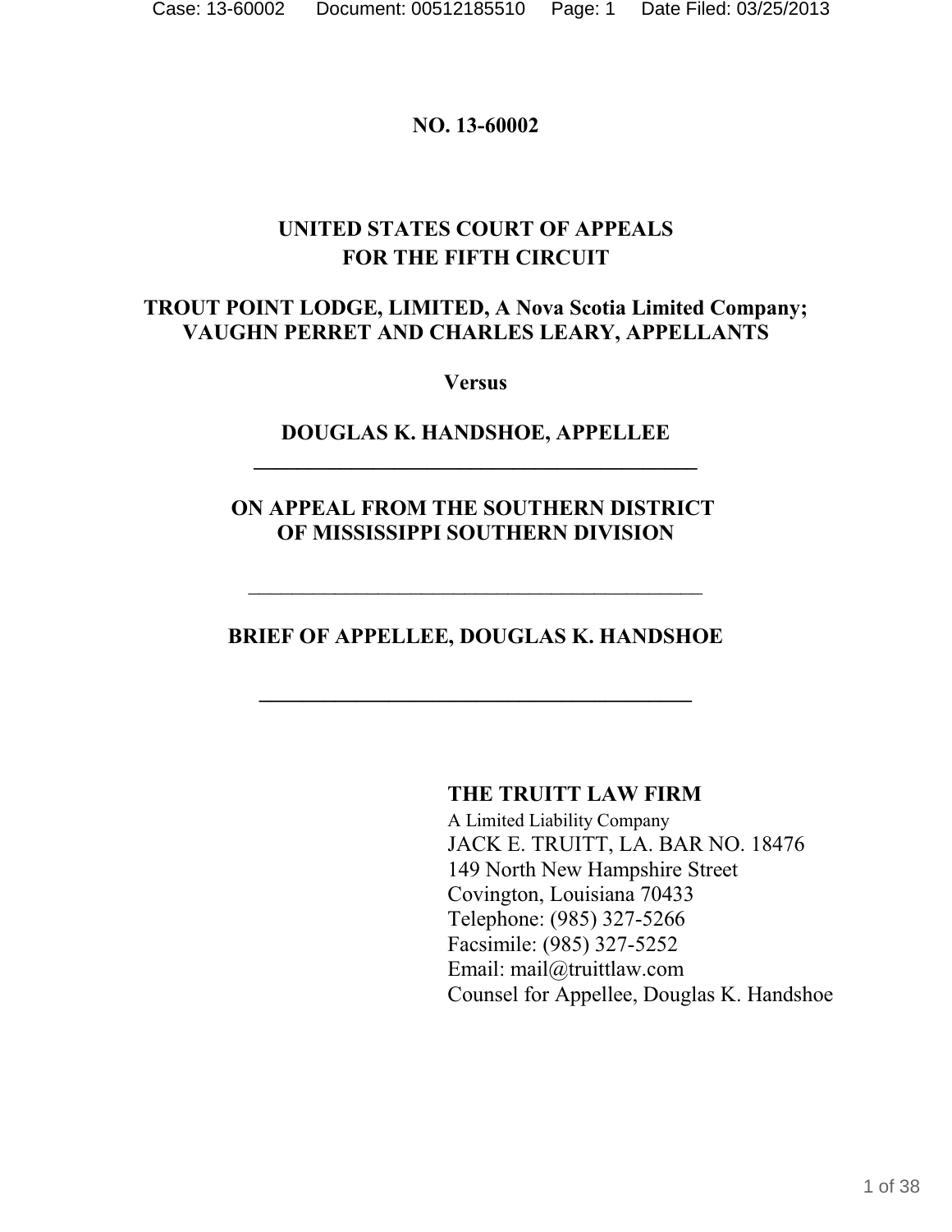**NO. 13-60002**

**UNITED STATES COURT OF APPEALS**
**FOR THE FIFTH CIRCUIT**

**TROUT POINT LODGE, LIMITED, A Nova Scotia Limited Company;**
**VAUGHN PERRET AND CHARLES LEARY, APPELLANTS**

**Versus**

**DOUGLAS K. HANDSHOE, APPELLEE**

---

**ON APPEAL FROM THE SOUTHERN DISTRICT**
**OF MISSISSIPPI SOUTHERN DIVISION**

---

**BRIEF OF APPELLEE, DOUGLAS K. HANDSHOE**

---

**THE TRUITT LAW FIRM**
A Limited Liability Company
JACK E. TRUITT, LA. BAR NO. 18476
149 North New Hampshire Street
Covington, Louisiana 70433
Telephone: (985) 327-5266
Facsimile: (985) 327-5252
Email: mail@truittlaw.com
Counsel for Appellee, Douglas K. Handshoe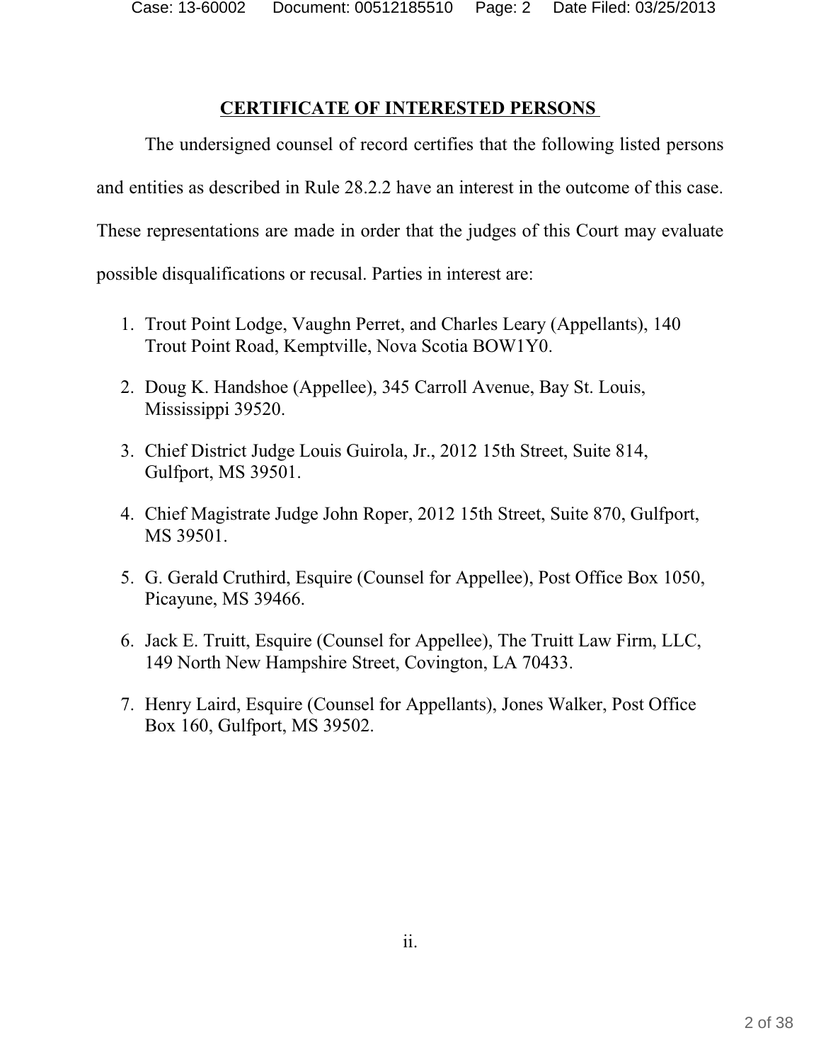## CERTIFICATE OF INTERESTED PERSONS

The undersigned counsel of record certifies that the following listed persons and entities as described in Rule 28.2.2 have an interest in the outcome of this case. These representations are made in order that the judges of this Court may evaluate possible disqualifications or recusal. Parties in interest are:

1. Trout Point Lodge, Vaughn Perret, and Charles Leary (Appellants), 140 Trout Point Road, Kemptville, Nova Scotia BOW1Y0.

2. Doug K. Handshoe (Appellee), 345 Carroll Avenue, Bay St. Louis, Mississippi 39520.

3. Chief District Judge Louis Guirola, Jr., 2012 15th Street, Suite 814, Gulfport, MS 39501.

4. Chief Magistrate Judge John Roper, 2012 15th Street, Suite 870, Gulfport, MS 39501.

5. G. Gerald Cruthird, Esquire (Counsel for Appellee), Post Office Box 1050, Picayune, MS 39466.

6. Jack E. Truitt, Esquire (Counsel for Appellee), The Truitt Law Firm, LLC, 149 North New Hampshire Street, Covington, LA 70433.

7. Henry Laird, Esquire (Counsel for Appellants), Jones Walker, Post Office Box 160, Gulfport, MS 39502.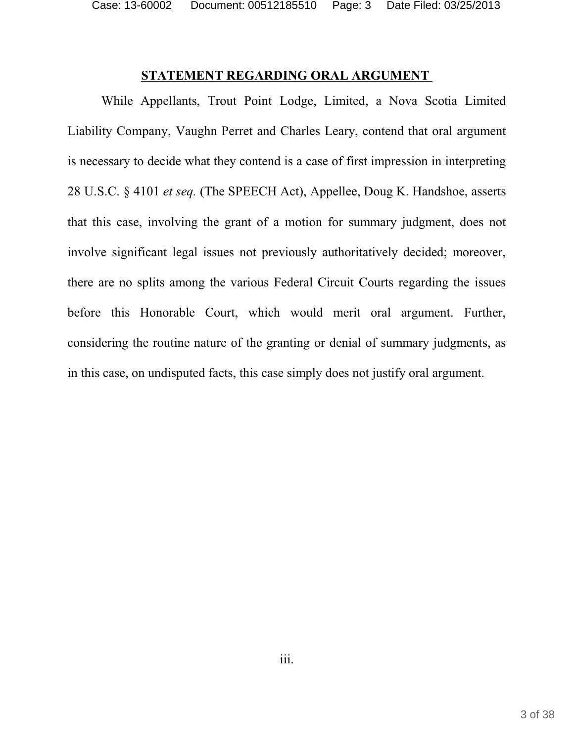## STATEMENT REGARDING ORAL ARGUMENT

While Appellants, Trout Point Lodge, Limited, a Nova Scotia Limited Liability Company, Vaughn Perret and Charles Leary, contend that oral argument is necessary to decide what they contend is a case of first impression in interpreting 28 U.S.C. § 4101 *et seq.* (The SPEECH Act), Appellee, Doug K. Handshoe, asserts that this case, involving the grant of a motion for summary judgment, does not involve significant legal issues not previously authoritatively decided; moreover, there are no splits among the various Federal Circuit Courts regarding the issues before this Honorable Court, which would merit oral argument. Further, considering the routine nature of the granting or denial of summary judgments, as in this case, on undisputed facts, this case simply does not justify oral argument.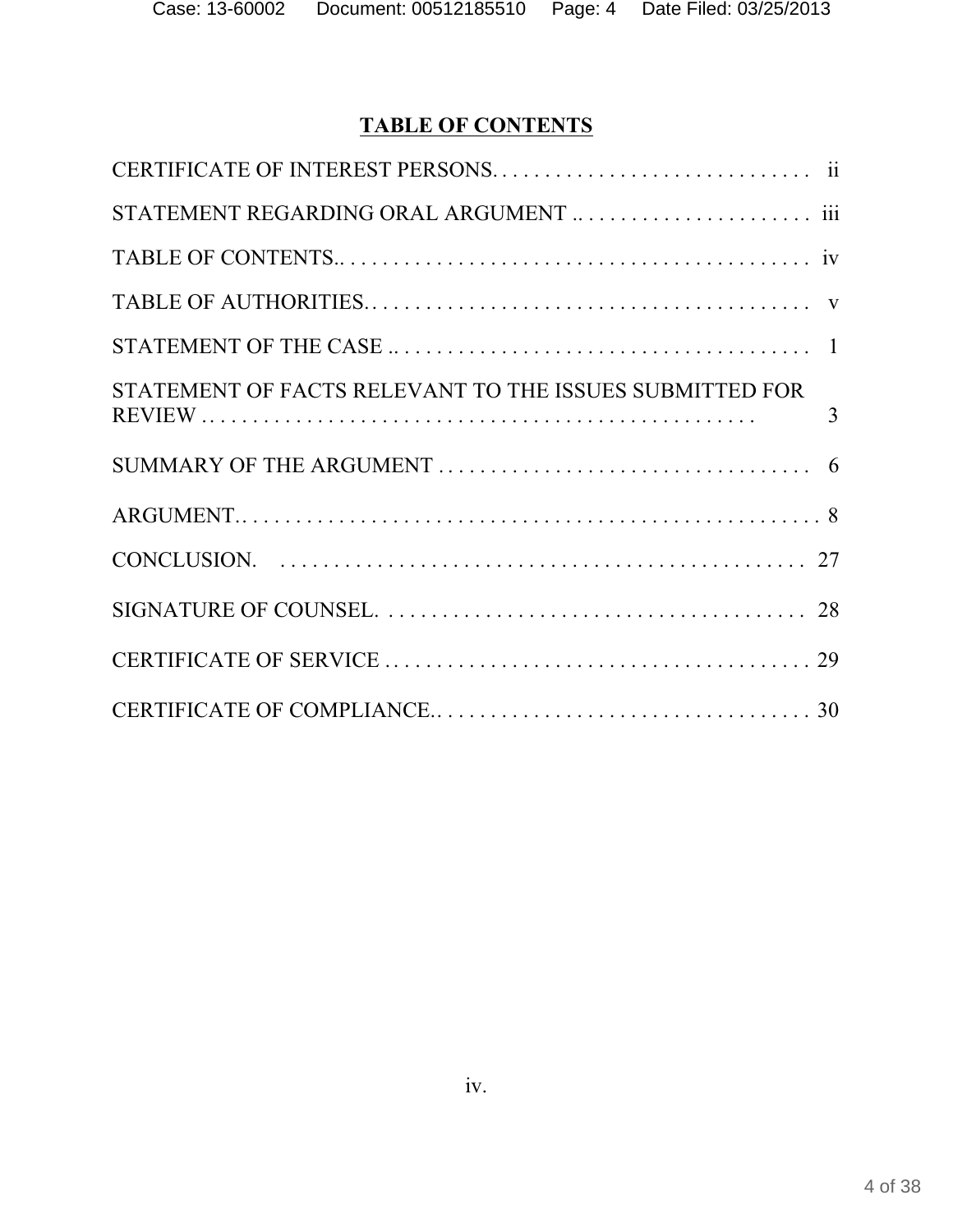# TABLE OF CONTENTS

| | |
|---|---|
| CERTIFICATE OF INTEREST PERSONS | ii |
| STATEMENT REGARDING ORAL ARGUMENT | iii |
| TABLE OF CONTENTS | iv |
| TABLE OF AUTHORITIES | v |
| STATEMENT OF THE CASE | 1 |
| STATEMENT OF FACTS RELEVANT TO THE ISSUES SUBMITTED FOR REVIEW | 3 |
| SUMMARY OF THE ARGUMENT | 6 |
| ARGUMENT | 8 |
| CONCLUSION | 27 |
| SIGNATURE OF COUNSEL | 28 |
| CERTIFICATE OF SERVICE | 29 |
| CERTIFICATE OF COMPLIANCE | 30 |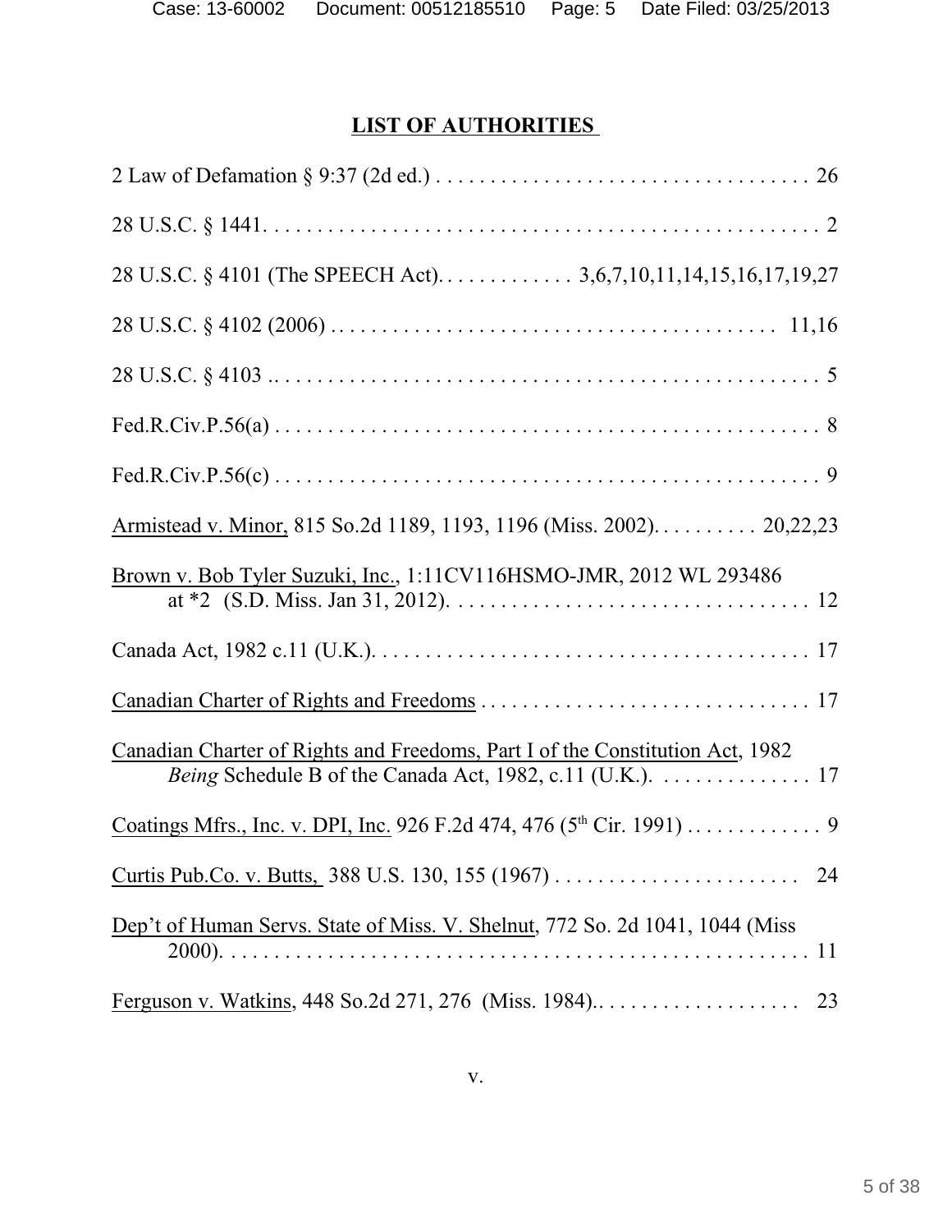## LIST OF AUTHORITIES

2 Law of Defamation § 9:37 (2d ed.) . . . . . . . . . . . . . . . . . . . . . . . . . . . . . . . . . . . 26

28 U.S.C. § 1441. . . . . . . . . . . . . . . . . . . . . . . . . . . . . . . . . . . . . . . . . . . . . . . . . . . . 2

28 U.S.C. § 4101 (The SPEECH Act). . . . . . . . . . . . . 3,6,7,10,11,14,15,16,17,19,27

28 U.S.C. § 4102 (2006) . . . . . . . . . . . . . . . . . . . . . . . . . . . . . . . . . . . . . . . . . 11,16

28 U.S.C. § 4103 .. . . . . . . . . . . . . . . . . . . . . . . . . . . . . . . . . . . . . . . . . . . . . . . . . . 5

Fed.R.Civ.P.56(a) . . . . . . . . . . . . . . . . . . . . . . . . . . . . . . . . . . . . . . . . . . . . . . . . . . 8

Fed.R.Civ.P.56(c) . . . . . . . . . . . . . . . . . . . . . . . . . . . . . . . . . . . . . . . . . . . . . . . . . . 9

Armistead v. Minor, 815 So.2d 1189, 1193, 1196 (Miss. 2002). . . . . . . . . . 20,22,23

Brown v. Bob Tyler Suzuki, Inc., 1:11CV116HSMO-JMR, 2012 WL 293486 at *2 (S.D. Miss. Jan 31, 2012). . . . . . . . . . . . . . . . . . . . . . . . . . . . . . . . . 12

Canada Act, 1982 c.11 (U.K.). . . . . . . . . . . . . . . . . . . . . . . . . . . . . . . . . . . . . . . . . 17

Canadian Charter of Rights and Freedoms . . . . . . . . . . . . . . . . . . . . . . . . . . . . . . . 17

Canadian Charter of Rights and Freedoms, Part I of the Constitution Act, 1982 *Being* Schedule B of the Canada Act, 1982, c.11 (U.K.). . . . . . . . . . . . . . . 17

Coatings Mfrs., Inc. v. DPI, Inc. 926 F.2d 474, 476 (5th Cir. 1991) . . . . . . . . . . . . . 9

Curtis Pub.Co. v. Butts, 388 U.S. 130, 155 (1967) . . . . . . . . . . . . . . . . . . . . . . . 24

Dep't of Human Servs. State of Miss. V. Shelnut, 772 So. 2d 1041, 1044 (Miss 2000). . . . . . . . . . . . . . . . . . . . . . . . . . . . . . . . . . . . . . . . . . . . . . . . . . . . . 11

Ferguson v. Watkins, 448 So.2d 271, 276 (Miss. 1984).. . . . . . . . . . . . . . . . . . . 23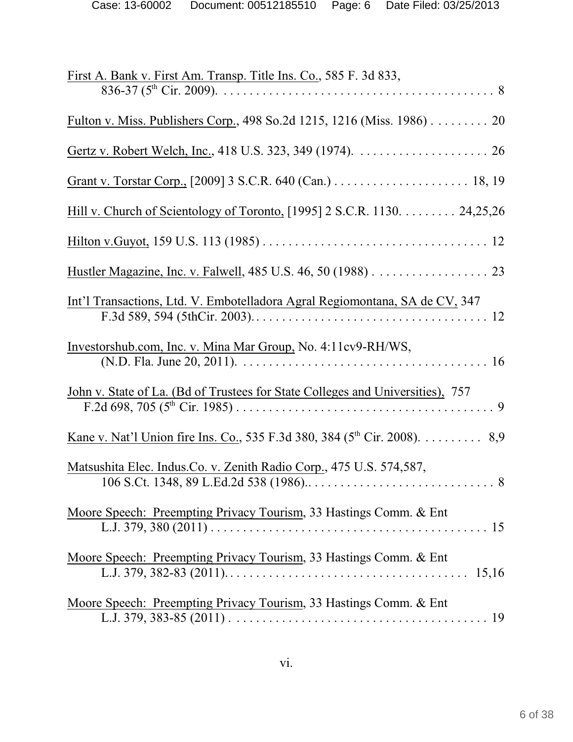First A. Bank v. First Am. Transp. Title Ins. Co., 585 F. 3d 833, 836-37 (5th Cir. 2009). . . . . . . . . . . . . . . . . . . . . . . . . . . . . . . . . . . . . . . . . . . 8

Fulton v. Miss. Publishers Corp., 498 So.2d 1215, 1216 (Miss. 1986) . . . . . . . . . 20

Gertz v. Robert Welch, Inc., 418 U.S. 323, 349 (1974). . . . . . . . . . . . . . . . . . . . . 26

Grant v. Torstar Corp., [2009] 3 S.C.R. 640 (Can.) . . . . . . . . . . . . . . . . . . . . . 18, 19

Hill v. Church of Scientology of Toronto, [1995] 2 S.C.R. 1130. . . . . . . . . 24,25,26

Hilton v.Guyot, 159 U.S. 113 (1985) . . . . . . . . . . . . . . . . . . . . . . . . . . . . . . . . . . . 12

Hustler Magazine, Inc. v. Falwell, 485 U.S. 46, 50 (1988) . . . . . . . . . . . . . . . . . . 23

Int'l Transactions, Ltd. V. Embotelladora Agral Regiomontana, SA de CV, 347 F.3d 589, 594 (5thCir. 2003). . . . . . . . . . . . . . . . . . . . . . . . . . . . . . . . . . . . . . 12

Investorshub.com, Inc. v. Mina Mar Group, No. 4:11cv9-RH/WS, (N.D. Fla. June 20, 2011). . . . . . . . . . . . . . . . . . . . . . . . . . . . . . . . . . . . . . . 16

John v. State of La. (Bd of Trustees for State Colleges and Universities), 757 F.2d 698, 705 (5th Cir. 1985) . . . . . . . . . . . . . . . . . . . . . . . . . . . . . . . . . . . . . . . . 9

Kane v. Nat'l Union fire Ins. Co., 535 F.3d 380, 384 (5th Cir. 2008). . . . . . . . . . 8,9

Matsushita Elec. Indus.Co. v. Zenith Radio Corp., 475 U.S. 574,587, 106 S.Ct. 1348, 89 L.Ed.2d 538 (1986).. . . . . . . . . . . . . . . . . . . . . . . . . . . . . 8

Moore Speech: Preempting Privacy Tourism, 33 Hastings Comm. & Ent L.J. 379, 380 (2011) . . . . . . . . . . . . . . . . . . . . . . . . . . . . . . . . . . . . . . . . . . 15

Moore Speech: Preempting Privacy Tourism, 33 Hastings Comm. & Ent L.J. 379, 382-83 (2011). . . . . . . . . . . . . . . . . . . . . . . . . . . . . . . . . . . . . 15,16

Moore Speech: Preempting Privacy Tourism, 33 Hastings Comm. & Ent L.J. 379, 383-85 (2011) . . . . . . . . . . . . . . . . . . . . . . . . . . . . . . . . . . . . . . . 19

vi.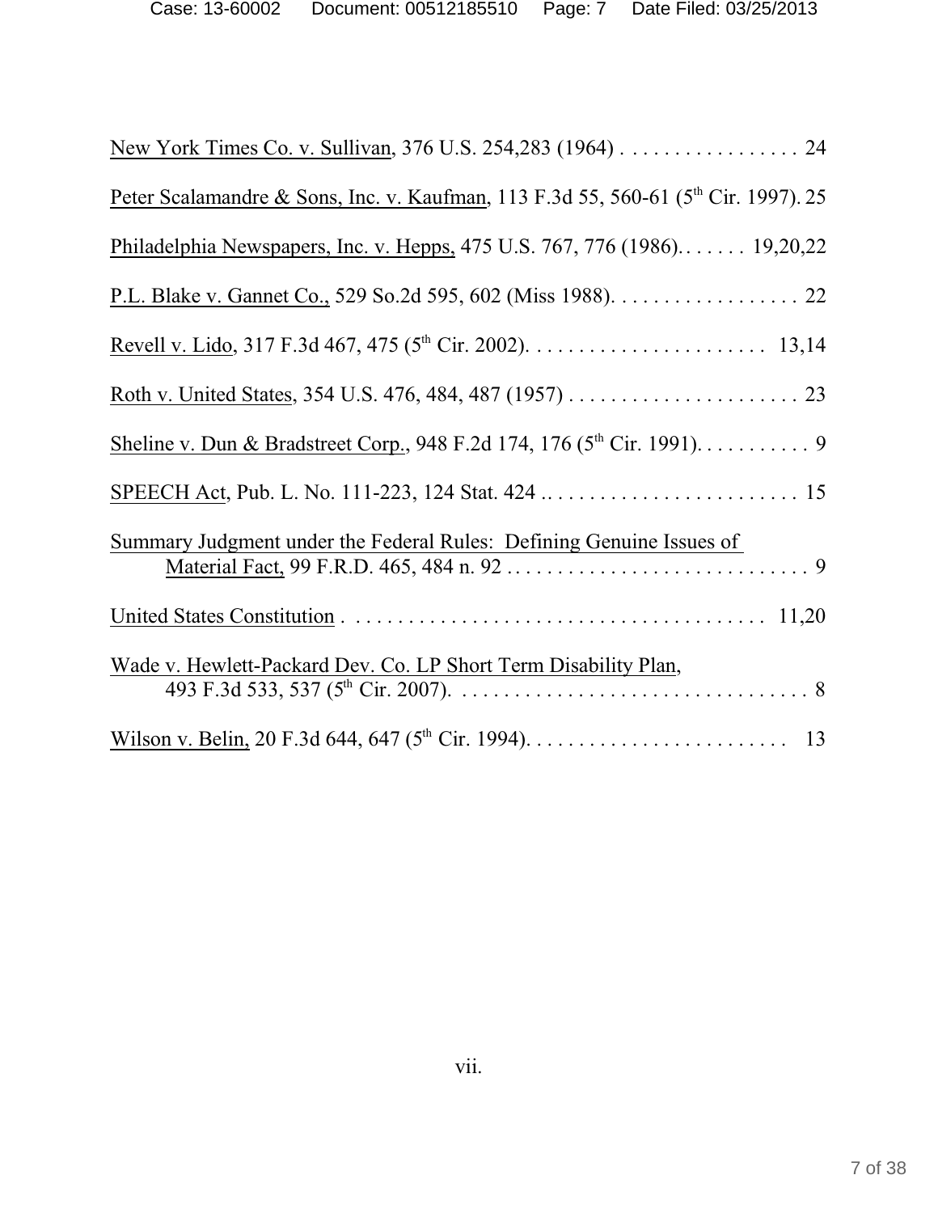New York Times Co. v. Sullivan, 376 U.S. 254,283 (1964) . . . . . . . . . . . . . . . . . 24

Peter Scalamandre & Sons, Inc. v. Kaufman, 113 F.3d 55, 560-61 (5th Cir. 1997). 25

Philadelphia Newspapers, Inc. v. Hepps, 475 U.S. 767, 776 (1986). . . . . . . 19,20,22

P.L. Blake v. Gannet Co., 529 So.2d 595, 602 (Miss 1988). . . . . . . . . . . . . . . . . . 22

Revell v. Lido, 317 F.3d 467, 475 (5th Cir. 2002). . . . . . . . . . . . . . . . . . . . . . . 13,14

Roth v. United States, 354 U.S. 476, 484, 487 (1957) . . . . . . . . . . . . . . . . . . . . . . 23

Sheline v. Dun & Bradstreet Corp., 948 F.2d 174, 176 (5th Cir. 1991). . . . . . . . . . . 9

SPEECH Act, Pub. L. No. 111-223, 124 Stat. 424 .. . . . . . . . . . . . . . . . . . . . . . . . 15

Summary Judgment under the Federal Rules: Defining Genuine Issues of Material Fact, 99 F.R.D. 465, 484 n. 92 . . . . . . . . . . . . . . . . . . . . . . . . . . . . . 9

United States Constitution . . . . . . . . . . . . . . . . . . . . . . . . . . . . . . . . . . . . . . . 11,20

Wade v. Hewlett-Packard Dev. Co. LP Short Term Disability Plan, 493 F.3d 533, 537 (5th Cir. 2007). . . . . . . . . . . . . . . . . . . . . . . . . . . . . . . . . . 8

Wilson v. Belin, 20 F.3d 644, 647 (5th Cir. 1994). . . . . . . . . . . . . . . . . . . . . . . . . 13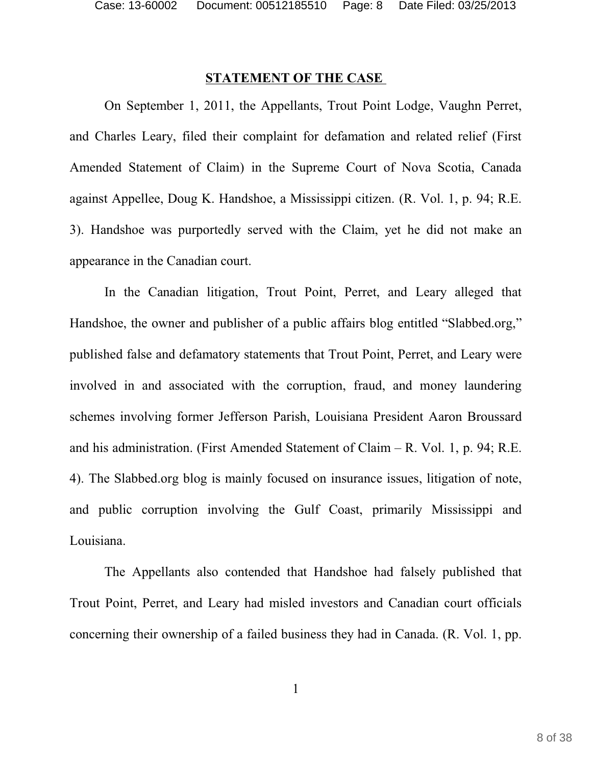## STATEMENT OF THE CASE

On September 1, 2011, the Appellants, Trout Point Lodge, Vaughn Perret, and Charles Leary, filed their complaint for defamation and related relief (First Amended Statement of Claim) in the Supreme Court of Nova Scotia, Canada against Appellee, Doug K. Handshoe, a Mississippi citizen. (R. Vol. 1, p. 94; R.E. 3). Handshoe was purportedly served with the Claim, yet he did not make an appearance in the Canadian court.

In the Canadian litigation, Trout Point, Perret, and Leary alleged that Handshoe, the owner and publisher of a public affairs blog entitled "Slabbed.org," published false and defamatory statements that Trout Point, Perret, and Leary were involved in and associated with the corruption, fraud, and money laundering schemes involving former Jefferson Parish, Louisiana President Aaron Broussard and his administration. (First Amended Statement of Claim – R. Vol. 1, p. 94; R.E. 4). The Slabbed.org blog is mainly focused on insurance issues, litigation of note, and public corruption involving the Gulf Coast, primarily Mississippi and Louisiana.

The Appellants also contended that Handshoe had falsely published that Trout Point, Perret, and Leary had misled investors and Canadian court officials concerning their ownership of a failed business they had in Canada. (R. Vol. 1, pp.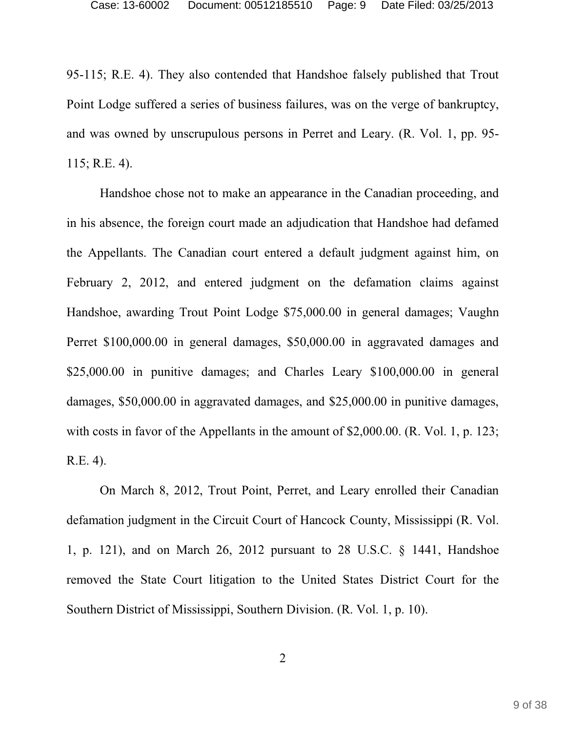95-115; R.E. 4). They also contended that Handshoe falsely published that Trout Point Lodge suffered a series of business failures, was on the verge of bankruptcy, and was owned by unscrupulous persons in Perret and Leary. (R. Vol. 1, pp. 95-115; R.E. 4).

Handshoe chose not to make an appearance in the Canadian proceeding, and in his absence, the foreign court made an adjudication that Handshoe had defamed the Appellants. The Canadian court entered a default judgment against him, on February 2, 2012, and entered judgment on the defamation claims against Handshoe, awarding Trout Point Lodge $75,000.00 in general damages; Vaughn Perret $100,000.00 in general damages, $50,000.00 in aggravated damages and $25,000.00 in punitive damages; and Charles Leary $100,000.00 in general damages, $50,000.00 in aggravated damages, and $25,000.00 in punitive damages, with costs in favor of the Appellants in the amount of $2,000.00. (R. Vol. 1, p. 123; R.E. 4).

On March 8, 2012, Trout Point, Perret, and Leary enrolled their Canadian defamation judgment in the Circuit Court of Hancock County, Mississippi (R. Vol. 1, p. 121), and on March 26, 2012 pursuant to 28 U.S.C. § 1441, Handshoe removed the State Court litigation to the United States District Court for the Southern District of Mississippi, Southern Division. (R. Vol. 1, p. 10).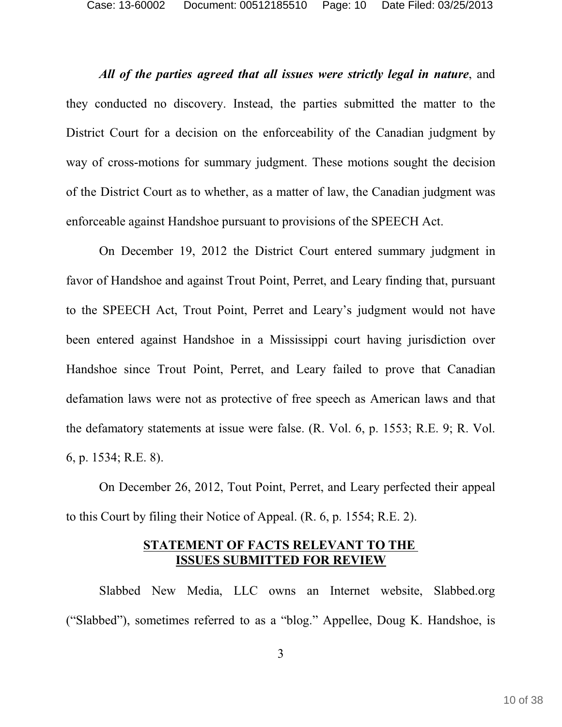***All of the parties agreed that all issues were strictly legal in nature***, and they conducted no discovery. Instead, the parties submitted the matter to the District Court for a decision on the enforceability of the Canadian judgment by way of cross-motions for summary judgment. These motions sought the decision of the District Court as to whether, as a matter of law, the Canadian judgment was enforceable against Handshoe pursuant to provisions of the SPEECH Act.

On December 19, 2012 the District Court entered summary judgment in favor of Handshoe and against Trout Point, Perret, and Leary finding that, pursuant to the SPEECH Act, Trout Point, Perret and Leary's judgment would not have been entered against Handshoe in a Mississippi court having jurisdiction over Handshoe since Trout Point, Perret, and Leary failed to prove that Canadian defamation laws were not as protective of free speech as American laws and that the defamatory statements at issue were false. (R. Vol. 6, p. 1553; R.E. 9; R. Vol. 6, p. 1534; R.E. 8).

On December 26, 2012, Tout Point, Perret, and Leary perfected their appeal to this Court by filing their Notice of Appeal. (R. 6, p. 1554; R.E. 2).

## STATEMENT OF FACTS RELEVANT TO THE ISSUES SUBMITTED FOR REVIEW

Slabbed New Media, LLC owns an Internet website, Slabbed.org ("Slabbed"), sometimes referred to as a "blog." Appellee, Doug K. Handshoe, is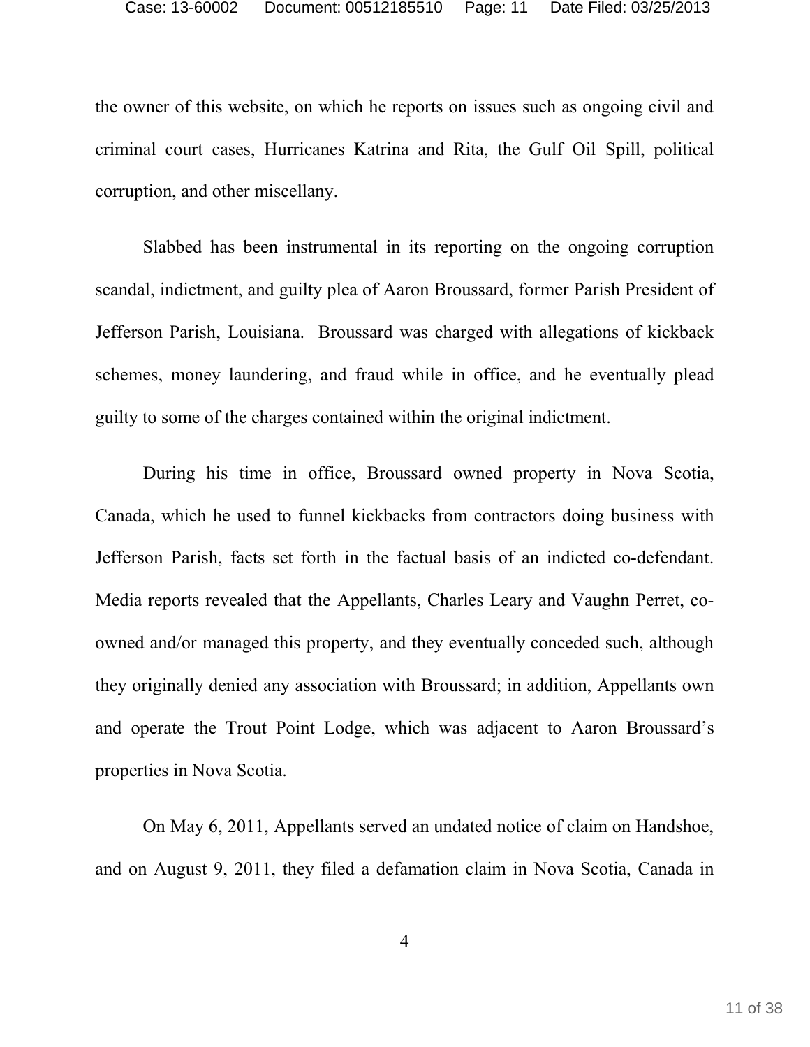the owner of this website, on which he reports on issues such as ongoing civil and criminal court cases, Hurricanes Katrina and Rita, the Gulf Oil Spill, political corruption, and other miscellany.

Slabbed has been instrumental in its reporting on the ongoing corruption scandal, indictment, and guilty plea of Aaron Broussard, former Parish President of Jefferson Parish, Louisiana. Broussard was charged with allegations of kickback schemes, money laundering, and fraud while in office, and he eventually plead guilty to some of the charges contained within the original indictment.

During his time in office, Broussard owned property in Nova Scotia, Canada, which he used to funnel kickbacks from contractors doing business with Jefferson Parish, facts set forth in the factual basis of an indicted co-defendant. Media reports revealed that the Appellants, Charles Leary and Vaughn Perret, co-owned and/or managed this property, and they eventually conceded such, although they originally denied any association with Broussard; in addition, Appellants own and operate the Trout Point Lodge, which was adjacent to Aaron Broussard's properties in Nova Scotia.

On May 6, 2011, Appellants served an undated notice of claim on Handshoe, and on August 9, 2011, they filed a defamation claim in Nova Scotia, Canada in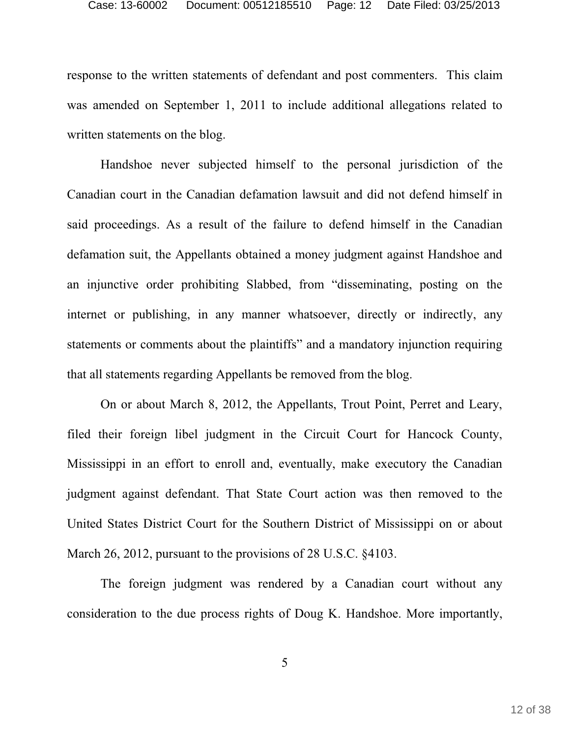response to the written statements of defendant and post commenters. This claim was amended on September 1, 2011 to include additional allegations related to written statements on the blog.

Handshoe never subjected himself to the personal jurisdiction of the Canadian court in the Canadian defamation lawsuit and did not defend himself in said proceedings. As a result of the failure to defend himself in the Canadian defamation suit, the Appellants obtained a money judgment against Handshoe and an injunctive order prohibiting Slabbed, from "disseminating, posting on the internet or publishing, in any manner whatsoever, directly or indirectly, any statements or comments about the plaintiffs" and a mandatory injunction requiring that all statements regarding Appellants be removed from the blog.

On or about March 8, 2012, the Appellants, Trout Point, Perret and Leary, filed their foreign libel judgment in the Circuit Court for Hancock County, Mississippi in an effort to enroll and, eventually, make executory the Canadian judgment against defendant. That State Court action was then removed to the United States District Court for the Southern District of Mississippi on or about March 26, 2012, pursuant to the provisions of 28 U.S.C. §4103.

The foreign judgment was rendered by a Canadian court without any consideration to the due process rights of Doug K. Handshoe. More importantly,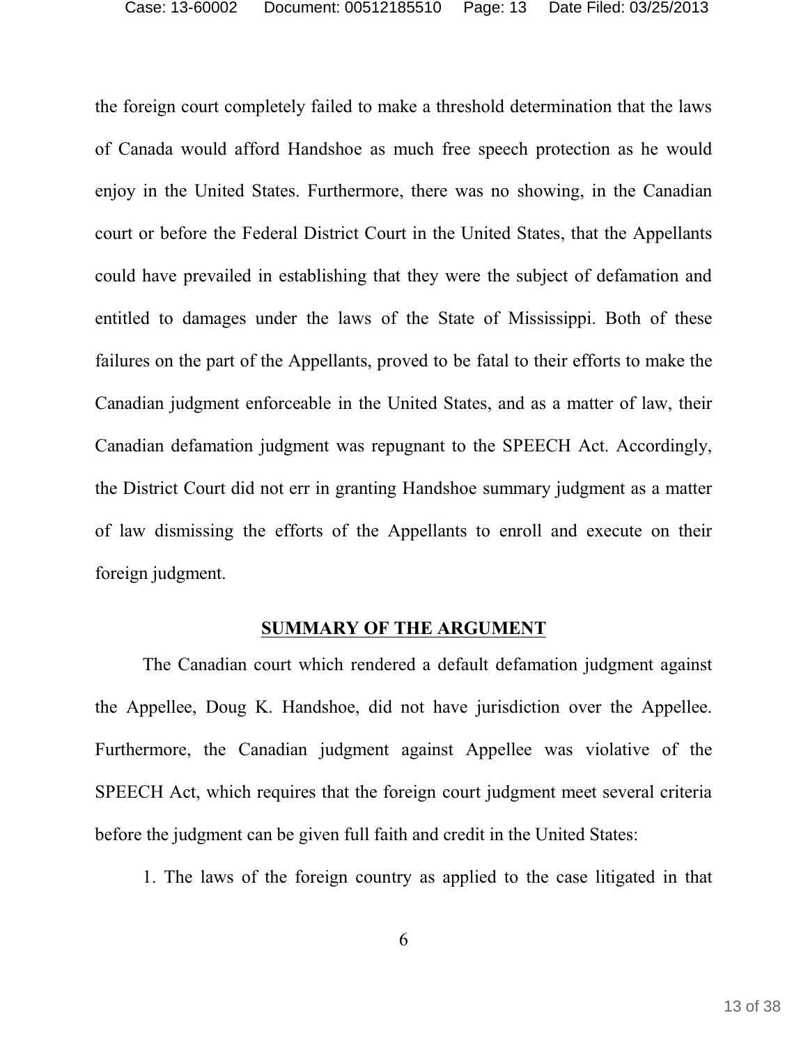the foreign court completely failed to make a threshold determination that the laws of Canada would afford Handshoe as much free speech protection as he would enjoy in the United States. Furthermore, there was no showing, in the Canadian court or before the Federal District Court in the United States, that the Appellants could have prevailed in establishing that they were the subject of defamation and entitled to damages under the laws of the State of Mississippi. Both of these failures on the part of the Appellants, proved to be fatal to their efforts to make the Canadian judgment enforceable in the United States, and as a matter of law, their Canadian defamation judgment was repugnant to the SPEECH Act. Accordingly, the District Court did not err in granting Handshoe summary judgment as a matter of law dismissing the efforts of the Appellants to enroll and execute on their foreign judgment.

## SUMMARY OF THE ARGUMENT

The Canadian court which rendered a default defamation judgment against the Appellee, Doug K. Handshoe, did not have jurisdiction over the Appellee. Furthermore, the Canadian judgment against Appellee was violative of the SPEECH Act, which requires that the foreign court judgment meet several criteria before the judgment can be given full faith and credit in the United States:

1. The laws of the foreign country as applied to the case litigated in that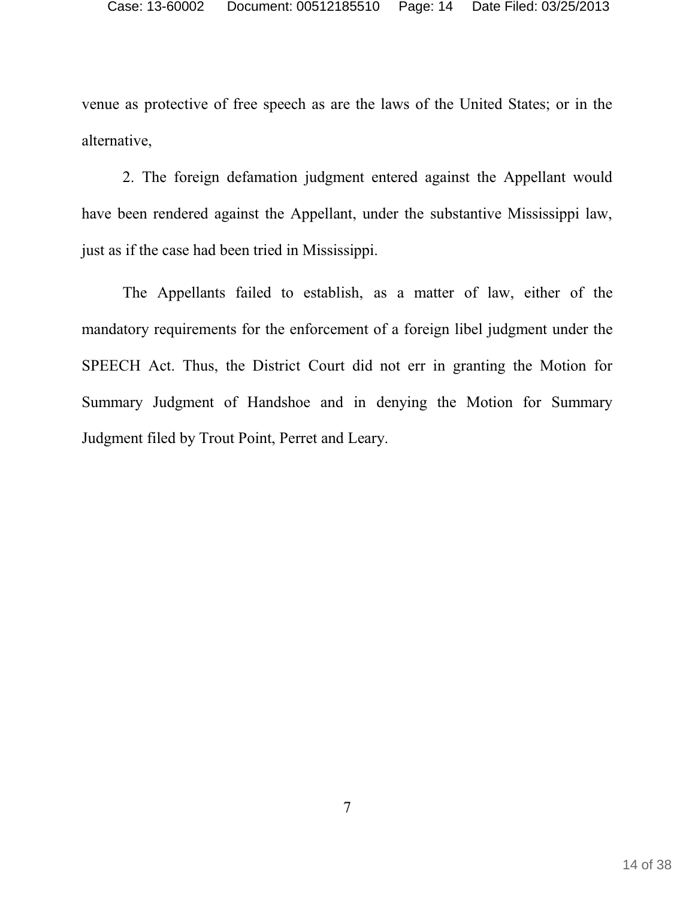venue as protective of free speech as are the laws of the United States; or in the alternative,

2. The foreign defamation judgment entered against the Appellant would have been rendered against the Appellant, under the substantive Mississippi law, just as if the case had been tried in Mississippi.

The Appellants failed to establish, as a matter of law, either of the mandatory requirements for the enforcement of a foreign libel judgment under the SPEECH Act. Thus, the District Court did not err in granting the Motion for Summary Judgment of Handshoe and in denying the Motion for Summary Judgment filed by Trout Point, Perret and Leary.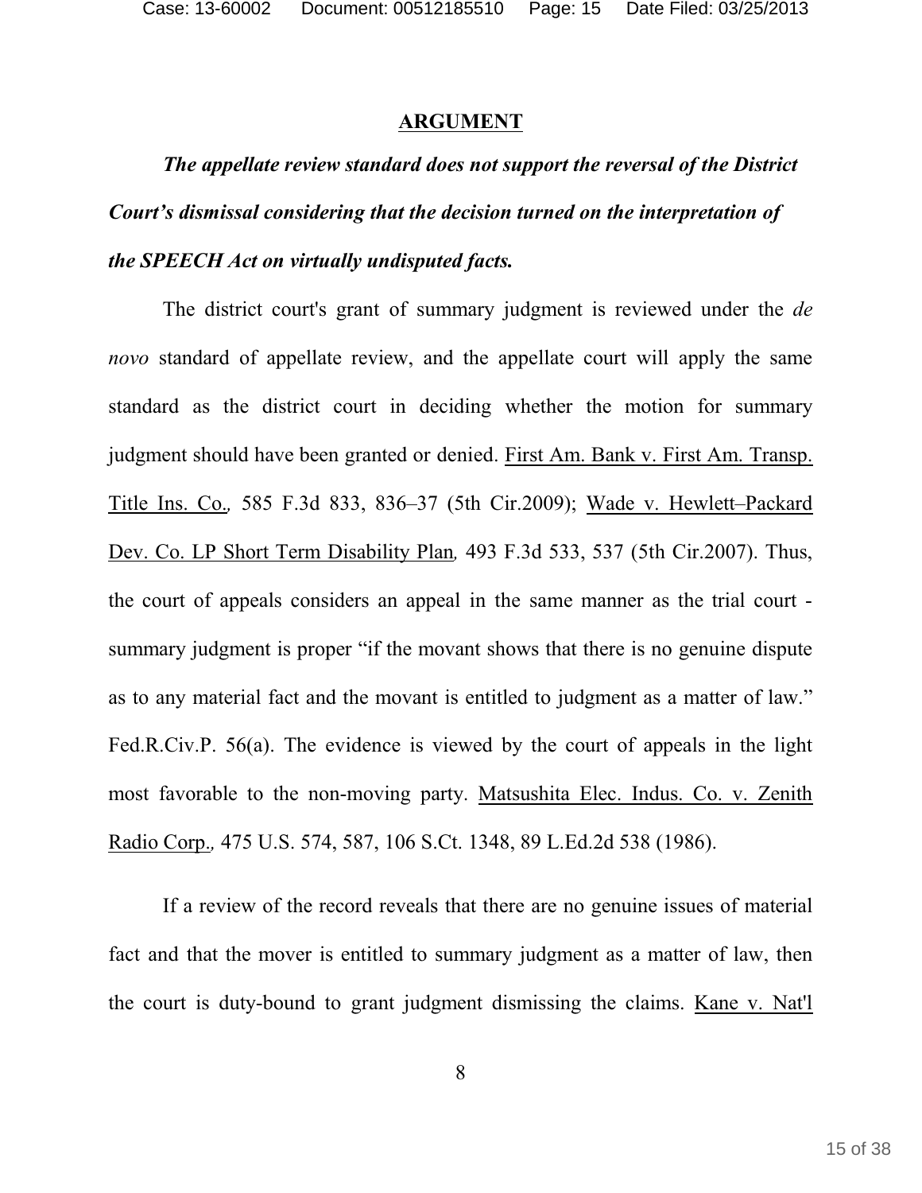## ARGUMENT

***The appellate review standard does not support the reversal of the District Court's dismissal considering that the decision turned on the interpretation of the SPEECH Act on virtually undisputed facts.***

The district court's grant of summary judgment is reviewed under the *de novo* standard of appellate review, and the appellate court will apply the same standard as the district court in deciding whether the motion for summary judgment should have been granted or denied. First Am. Bank v. First Am. Transp. Title Ins. Co., 585 F.3d 833, 836–37 (5th Cir.2009); Wade v. Hewlett–Packard Dev. Co. LP Short Term Disability Plan, 493 F.3d 533, 537 (5th Cir.2007). Thus, the court of appeals considers an appeal in the same manner as the trial court - summary judgment is proper "if the movant shows that there is no genuine dispute as to any material fact and the movant is entitled to judgment as a matter of law." Fed.R.Civ.P. 56(a). The evidence is viewed by the court of appeals in the light most favorable to the non-moving party. Matsushita Elec. Indus. Co. v. Zenith Radio Corp., 475 U.S. 574, 587, 106 S.Ct. 1348, 89 L.Ed.2d 538 (1986).

If a review of the record reveals that there are no genuine issues of material fact and that the mover is entitled to summary judgment as a matter of law, then the court is duty-bound to grant judgment dismissing the claims. Kane v. Nat'l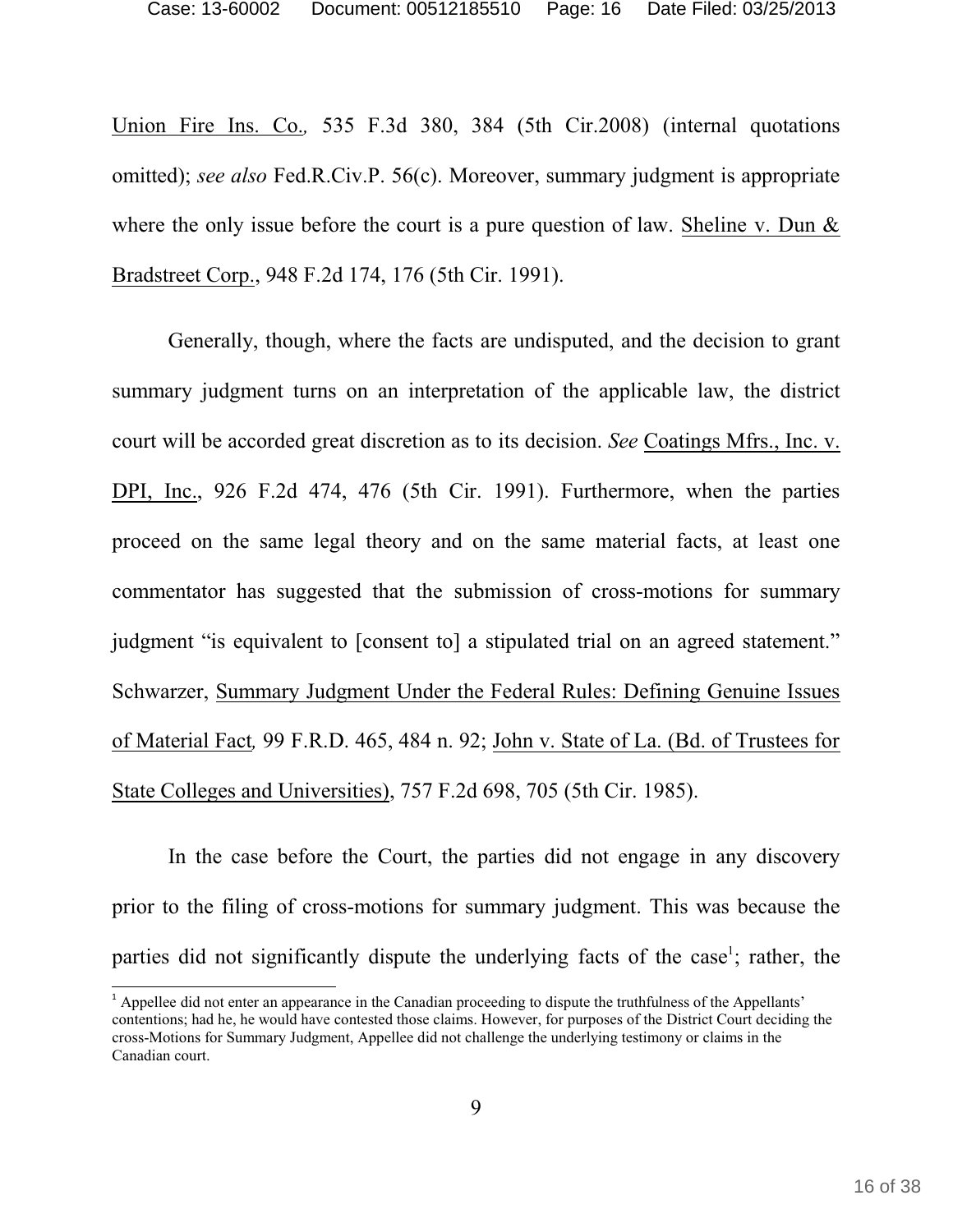Union Fire Ins. Co., 535 F.3d 380, 384 (5th Cir.2008) (internal quotations omitted); *see also* Fed.R.Civ.P. 56(c). Moreover, summary judgment is appropriate where the only issue before the court is a pure question of law. Sheline v. Dun & Bradstreet Corp., 948 F.2d 174, 176 (5th Cir. 1991).

Generally, though, where the facts are undisputed, and the decision to grant summary judgment turns on an interpretation of the applicable law, the district court will be accorded great discretion as to its decision. *See* Coatings Mfrs., Inc. v. DPI, Inc., 926 F.2d 474, 476 (5th Cir. 1991). Furthermore, when the parties proceed on the same legal theory and on the same material facts, at least one commentator has suggested that the submission of cross-motions for summary judgment "is equivalent to [consent to] a stipulated trial on an agreed statement." Schwarzer, Summary Judgment Under the Federal Rules: Defining Genuine Issues of Material Fact*,* 99 F.R.D. 465, 484 n. 92; John v. State of La. (Bd. of Trustees for State Colleges and Universities), 757 F.2d 698, 705 (5th Cir. 1985).

In the case before the Court, the parties did not engage in any discovery prior to the filing of cross-motions for summary judgment. This was because the parties did not significantly dispute the underlying facts of the case[1]; rather, the

[1] Appellee did not enter an appearance in the Canadian proceeding to dispute the truthfulness of the Appellants' contentions; had he, he would have contested those claims. However, for purposes of the District Court deciding the cross-Motions for Summary Judgment, Appellee did not challenge the underlying testimony or claims in the Canadian court.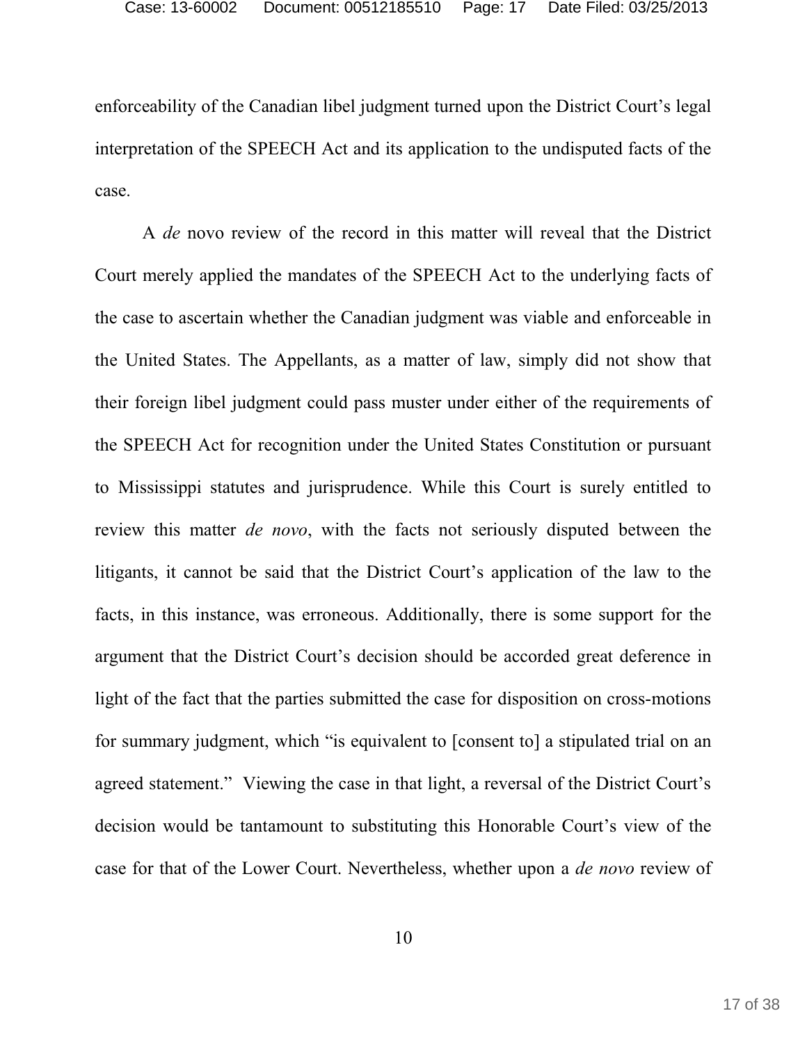enforceability of the Canadian libel judgment turned upon the District Court's legal interpretation of the SPEECH Act and its application to the undisputed facts of the case.

A *de* novo review of the record in this matter will reveal that the District Court merely applied the mandates of the SPEECH Act to the underlying facts of the case to ascertain whether the Canadian judgment was viable and enforceable in the United States. The Appellants, as a matter of law, simply did not show that their foreign libel judgment could pass muster under either of the requirements of the SPEECH Act for recognition under the United States Constitution or pursuant to Mississippi statutes and jurisprudence. While this Court is surely entitled to review this matter *de novo*, with the facts not seriously disputed between the litigants, it cannot be said that the District Court's application of the law to the facts, in this instance, was erroneous. Additionally, there is some support for the argument that the District Court's decision should be accorded great deference in light of the fact that the parties submitted the case for disposition on cross-motions for summary judgment, which "is equivalent to [consent to] a stipulated trial on an agreed statement." Viewing the case in that light, a reversal of the District Court's decision would be tantamount to substituting this Honorable Court's view of the case for that of the Lower Court. Nevertheless, whether upon a *de novo* review of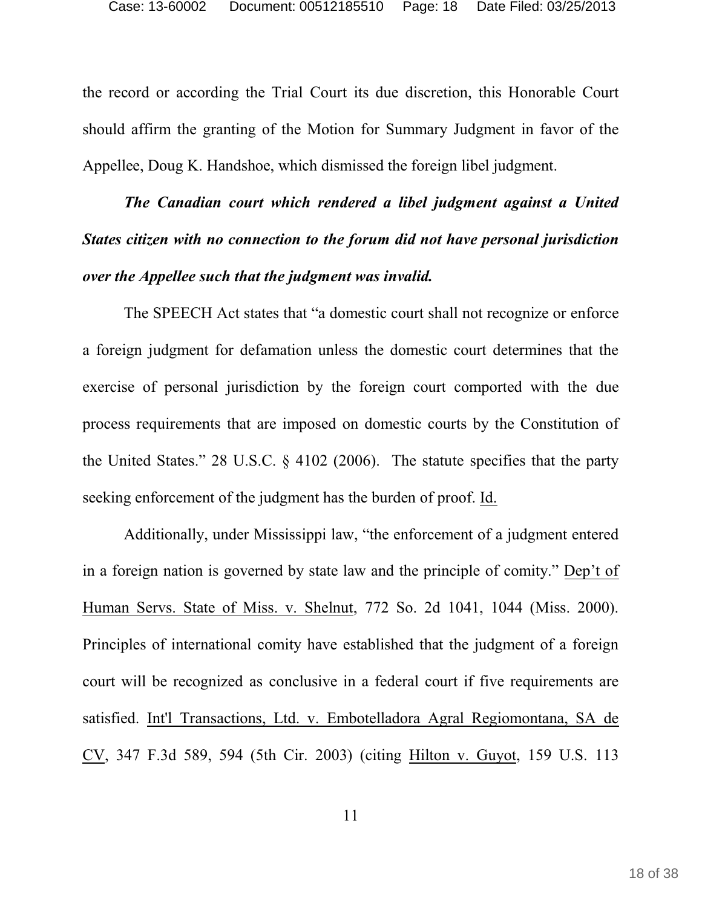the record or according the Trial Court its due discretion, this Honorable Court should affirm the granting of the Motion for Summary Judgment in favor of the Appellee, Doug K. Handshoe, which dismissed the foreign libel judgment.

***The Canadian court which rendered a libel judgment against a United States citizen with no connection to the forum did not have personal jurisdiction over the Appellee such that the judgment was invalid.***

The SPEECH Act states that "a domestic court shall not recognize or enforce a foreign judgment for defamation unless the domestic court determines that the exercise of personal jurisdiction by the foreign court comported with the due process requirements that are imposed on domestic courts by the Constitution of the United States." 28 U.S.C. § 4102 (2006). The statute specifies that the party seeking enforcement of the judgment has the burden of proof. Id.

Additionally, under Mississippi law, "the enforcement of a judgment entered in a foreign nation is governed by state law and the principle of comity." Dep't of Human Servs. State of Miss. v. Shelnut, 772 So. 2d 1041, 1044 (Miss. 2000). Principles of international comity have established that the judgment of a foreign court will be recognized as conclusive in a federal court if five requirements are satisfied. Int'l Transactions, Ltd. v. Embotelladora Agral Regiomontana, SA de CV, 347 F.3d 589, 594 (5th Cir. 2003) (citing Hilton v. Guyot, 159 U.S. 113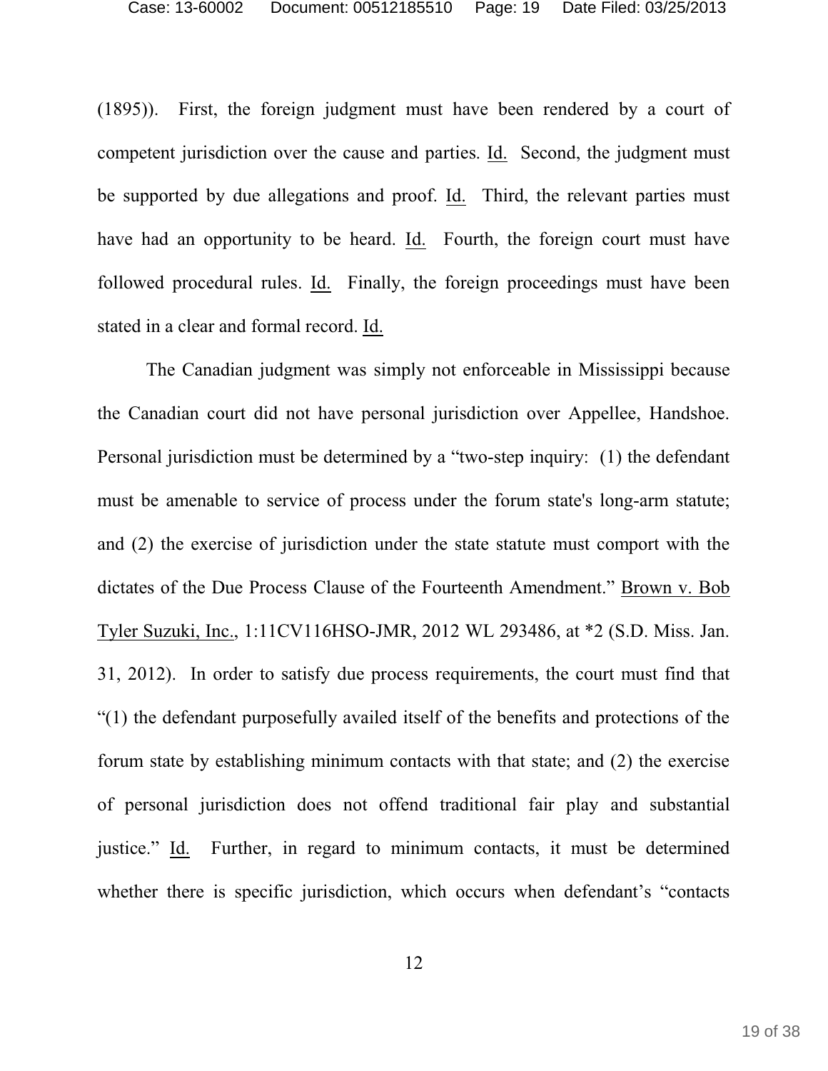(1895)). First, the foreign judgment must have been rendered by a court of competent jurisdiction over the cause and parties. Id. Second, the judgment must be supported by due allegations and proof. Id. Third, the relevant parties must have had an opportunity to be heard. Id. Fourth, the foreign court must have followed procedural rules. Id. Finally, the foreign proceedings must have been stated in a clear and formal record. Id.

The Canadian judgment was simply not enforceable in Mississippi because the Canadian court did not have personal jurisdiction over Appellee, Handshoe. Personal jurisdiction must be determined by a "two-step inquiry: (1) the defendant must be amenable to service of process under the forum state's long-arm statute; and (2) the exercise of jurisdiction under the state statute must comport with the dictates of the Due Process Clause of the Fourteenth Amendment." Brown v. Bob Tyler Suzuki, Inc., 1:11CV116HSO-JMR, 2012 WL 293486, at *2 (S.D. Miss. Jan. 31, 2012). In order to satisfy due process requirements, the court must find that "(1) the defendant purposefully availed itself of the benefits and protections of the forum state by establishing minimum contacts with that state; and (2) the exercise of personal jurisdiction does not offend traditional fair play and substantial justice." Id. Further, in regard to minimum contacts, it must be determined whether there is specific jurisdiction, which occurs when defendant's "contacts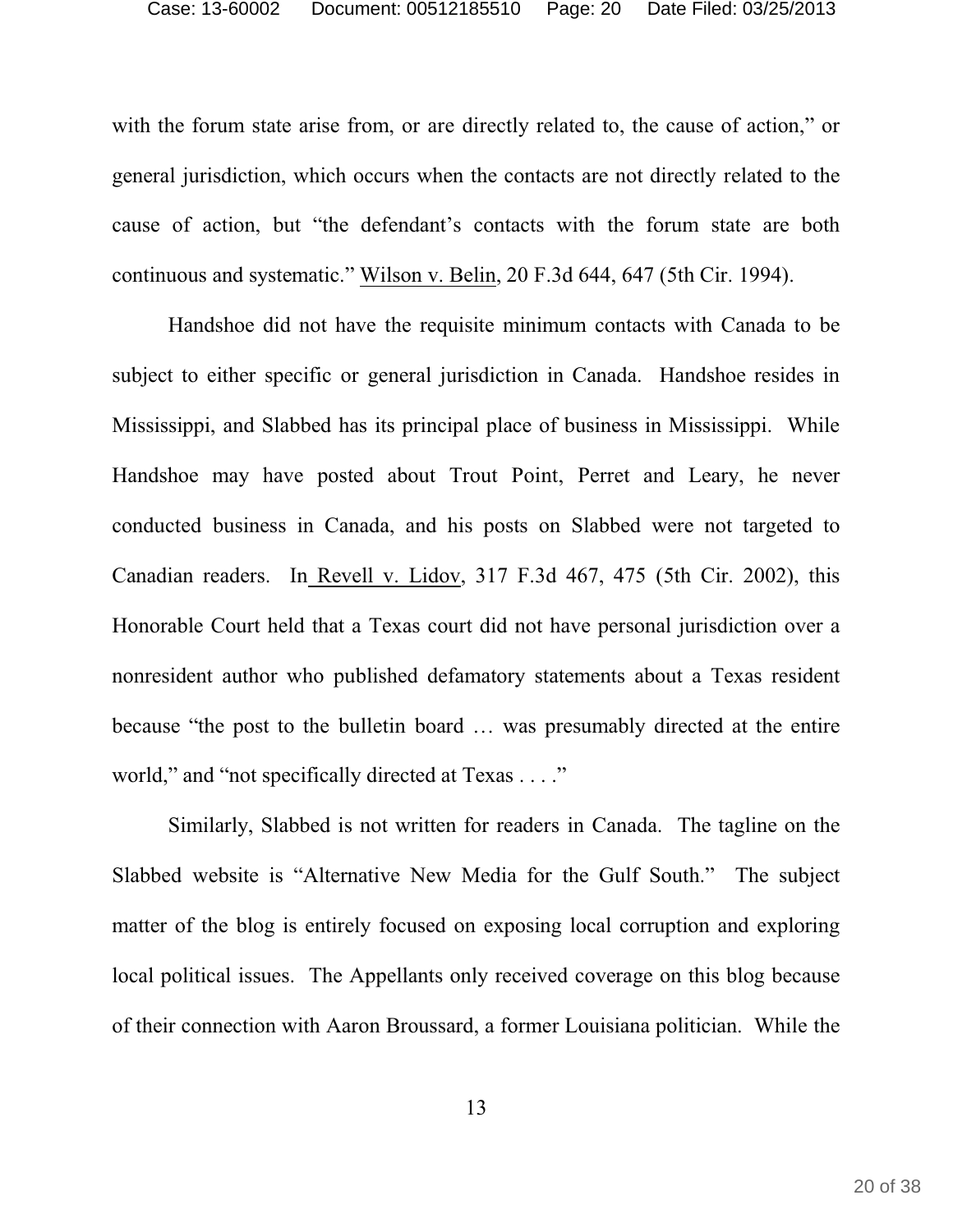with the forum state arise from, or are directly related to, the cause of action," or general jurisdiction, which occurs when the contacts are not directly related to the cause of action, but "the defendant's contacts with the forum state are both continuous and systematic." Wilson v. Belin, 20 F.3d 644, 647 (5th Cir. 1994).

Handshoe did not have the requisite minimum contacts with Canada to be subject to either specific or general jurisdiction in Canada. Handshoe resides in Mississippi, and Slabbed has its principal place of business in Mississippi. While Handshoe may have posted about Trout Point, Perret and Leary, he never conducted business in Canada, and his posts on Slabbed were not targeted to Canadian readers. In Revell v. Lidov, 317 F.3d 467, 475 (5th Cir. 2002), this Honorable Court held that a Texas court did not have personal jurisdiction over a nonresident author who published defamatory statements about a Texas resident because "the post to the bulletin board … was presumably directed at the entire world," and "not specifically directed at Texas . . . ."

Similarly, Slabbed is not written for readers in Canada. The tagline on the Slabbed website is "Alternative New Media for the Gulf South." The subject matter of the blog is entirely focused on exposing local corruption and exploring local political issues. The Appellants only received coverage on this blog because of their connection with Aaron Broussard, a former Louisiana politician. While the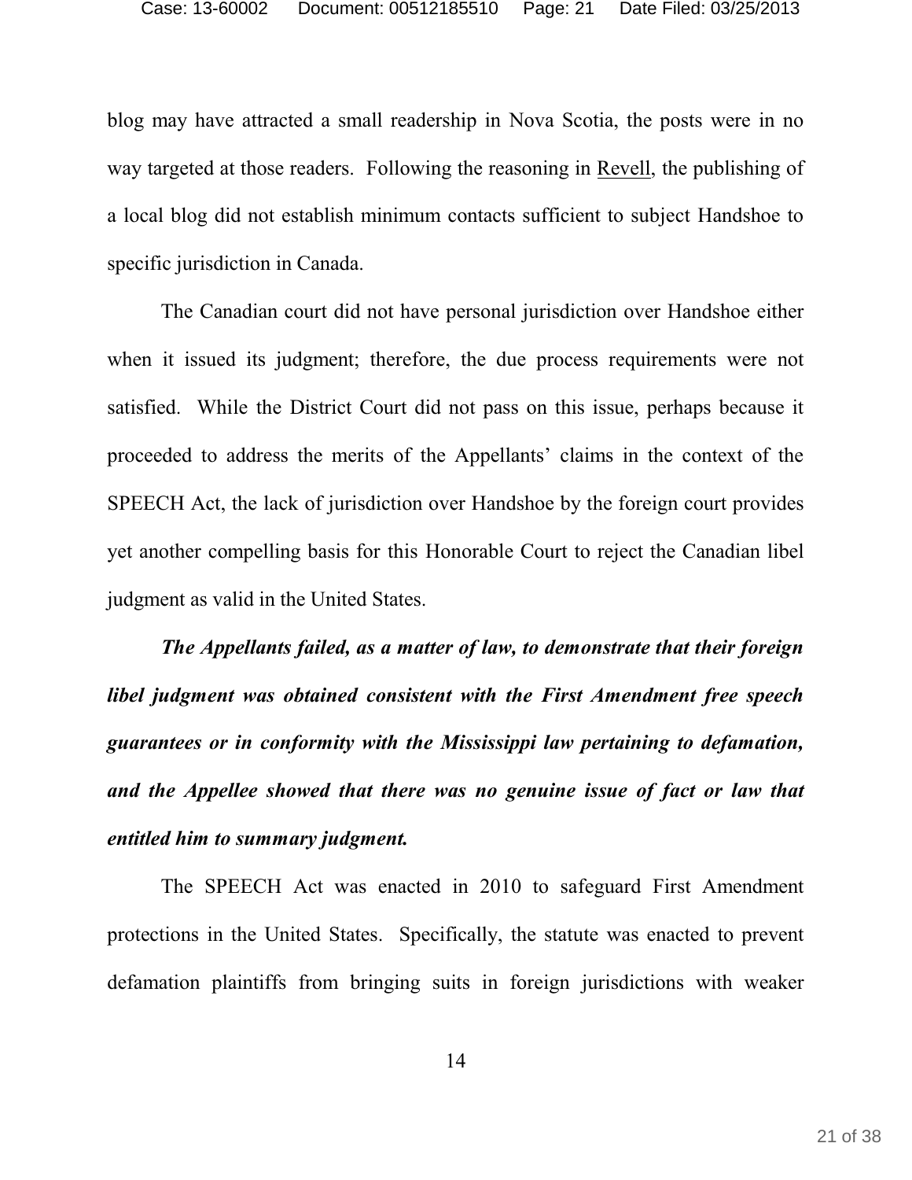blog may have attracted a small readership in Nova Scotia, the posts were in no way targeted at those readers. Following the reasoning in Revell, the publishing of a local blog did not establish minimum contacts sufficient to subject Handshoe to specific jurisdiction in Canada.

The Canadian court did not have personal jurisdiction over Handshoe either when it issued its judgment; therefore, the due process requirements were not satisfied. While the District Court did not pass on this issue, perhaps because it proceeded to address the merits of the Appellants' claims in the context of the SPEECH Act, the lack of jurisdiction over Handshoe by the foreign court provides yet another compelling basis for this Honorable Court to reject the Canadian libel judgment as valid in the United States.

***The Appellants failed, as a matter of law, to demonstrate that their foreign libel judgment was obtained consistent with the First Amendment free speech guarantees or in conformity with the Mississippi law pertaining to defamation, and the Appellee showed that there was no genuine issue of fact or law that entitled him to summary judgment.***

The SPEECH Act was enacted in 2010 to safeguard First Amendment protections in the United States. Specifically, the statute was enacted to prevent defamation plaintiffs from bringing suits in foreign jurisdictions with weaker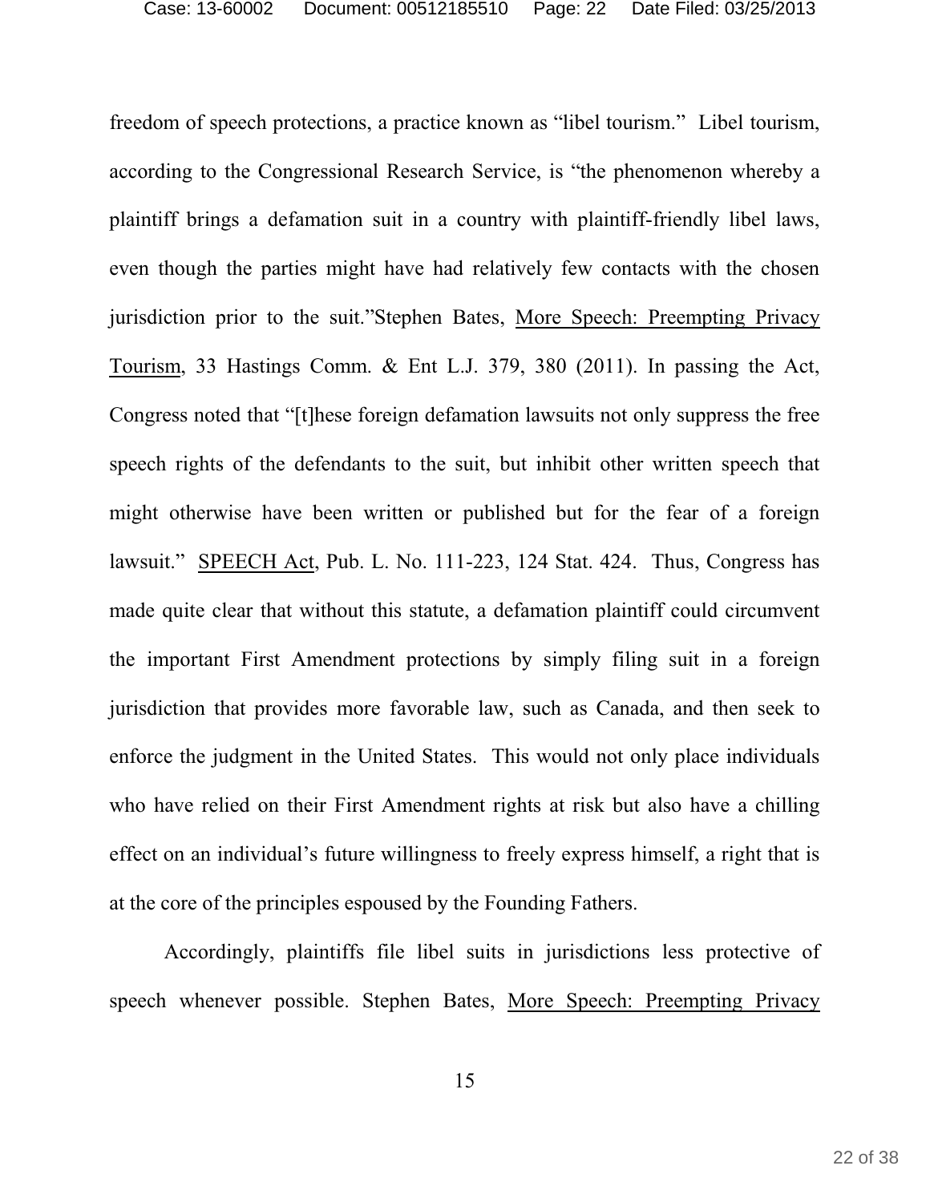freedom of speech protections, a practice known as "libel tourism." Libel tourism, according to the Congressional Research Service, is "the phenomenon whereby a plaintiff brings a defamation suit in a country with plaintiff-friendly libel laws, even though the parties might have had relatively few contacts with the chosen jurisdiction prior to the suit."Stephen Bates, More Speech: Preempting Privacy Tourism, 33 Hastings Comm. & Ent L.J. 379, 380 (2011). In passing the Act, Congress noted that "[t]hese foreign defamation lawsuits not only suppress the free speech rights of the defendants to the suit, but inhibit other written speech that might otherwise have been written or published but for the fear of a foreign lawsuit." SPEECH Act, Pub. L. No. 111-223, 124 Stat. 424. Thus, Congress has made quite clear that without this statute, a defamation plaintiff could circumvent the important First Amendment protections by simply filing suit in a foreign jurisdiction that provides more favorable law, such as Canada, and then seek to enforce the judgment in the United States. This would not only place individuals who have relied on their First Amendment rights at risk but also have a chilling effect on an individual's future willingness to freely express himself, a right that is at the core of the principles espoused by the Founding Fathers.

Accordingly, plaintiffs file libel suits in jurisdictions less protective of speech whenever possible. Stephen Bates, More Speech: Preempting Privacy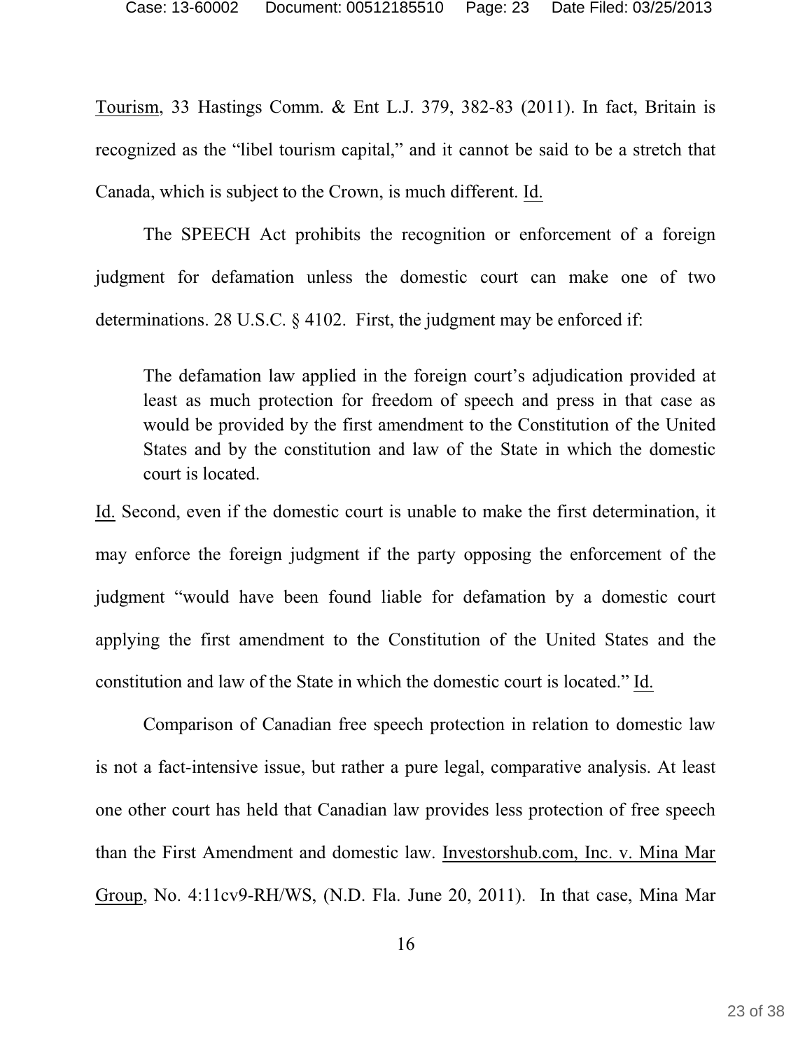Tourism, 33 Hastings Comm. & Ent L.J. 379, 382-83 (2011). In fact, Britain is recognized as the "libel tourism capital," and it cannot be said to be a stretch that Canada, which is subject to the Crown, is much different. Id.

The SPEECH Act prohibits the recognition or enforcement of a foreign judgment for defamation unless the domestic court can make one of two determinations. 28 U.S.C. § 4102. First, the judgment may be enforced if:

> The defamation law applied in the foreign court's adjudication provided at least as much protection for freedom of speech and press in that case as would be provided by the first amendment to the Constitution of the United States and by the constitution and law of the State in which the domestic court is located.

Id. Second, even if the domestic court is unable to make the first determination, it may enforce the foreign judgment if the party opposing the enforcement of the judgment "would have been found liable for defamation by a domestic court applying the first amendment to the Constitution of the United States and the constitution and law of the State in which the domestic court is located." Id.

Comparison of Canadian free speech protection in relation to domestic law is not a fact-intensive issue, but rather a pure legal, comparative analysis. At least one other court has held that Canadian law provides less protection of free speech than the First Amendment and domestic law. Investorshub.com, Inc. v. Mina Mar Group, No. 4:11cv9-RH/WS, (N.D. Fla. June 20, 2011). In that case, Mina Mar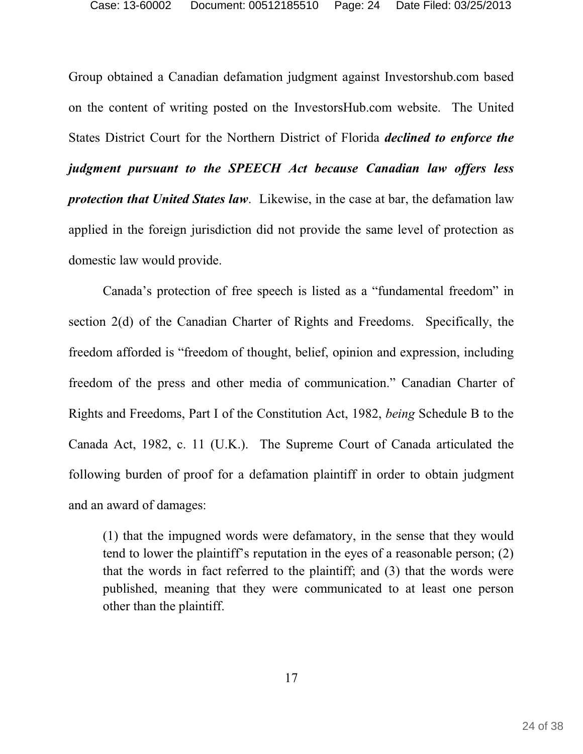Group obtained a Canadian defamation judgment against Investorshub.com based on the content of writing posted on the InvestorsHub.com website. The United States District Court for the Northern District of Florida ***declined to enforce the judgment pursuant to the SPEECH Act because Canadian law offers less protection that United States law***. Likewise, in the case at bar, the defamation law applied in the foreign jurisdiction did not provide the same level of protection as domestic law would provide.

Canada's protection of free speech is listed as a "fundamental freedom" in section 2(d) of the Canadian Charter of Rights and Freedoms. Specifically, the freedom afforded is "freedom of thought, belief, opinion and expression, including freedom of the press and other media of communication." Canadian Charter of Rights and Freedoms, Part I of the Constitution Act, 1982, *being* Schedule B to the Canada Act, 1982, c. 11 (U.K.). The Supreme Court of Canada articulated the following burden of proof for a defamation plaintiff in order to obtain judgment and an award of damages:

> (1) that the impugned words were defamatory, in the sense that they would tend to lower the plaintiff's reputation in the eyes of a reasonable person; (2) that the words in fact referred to the plaintiff; and (3) that the words were published, meaning that they were communicated to at least one person other than the plaintiff.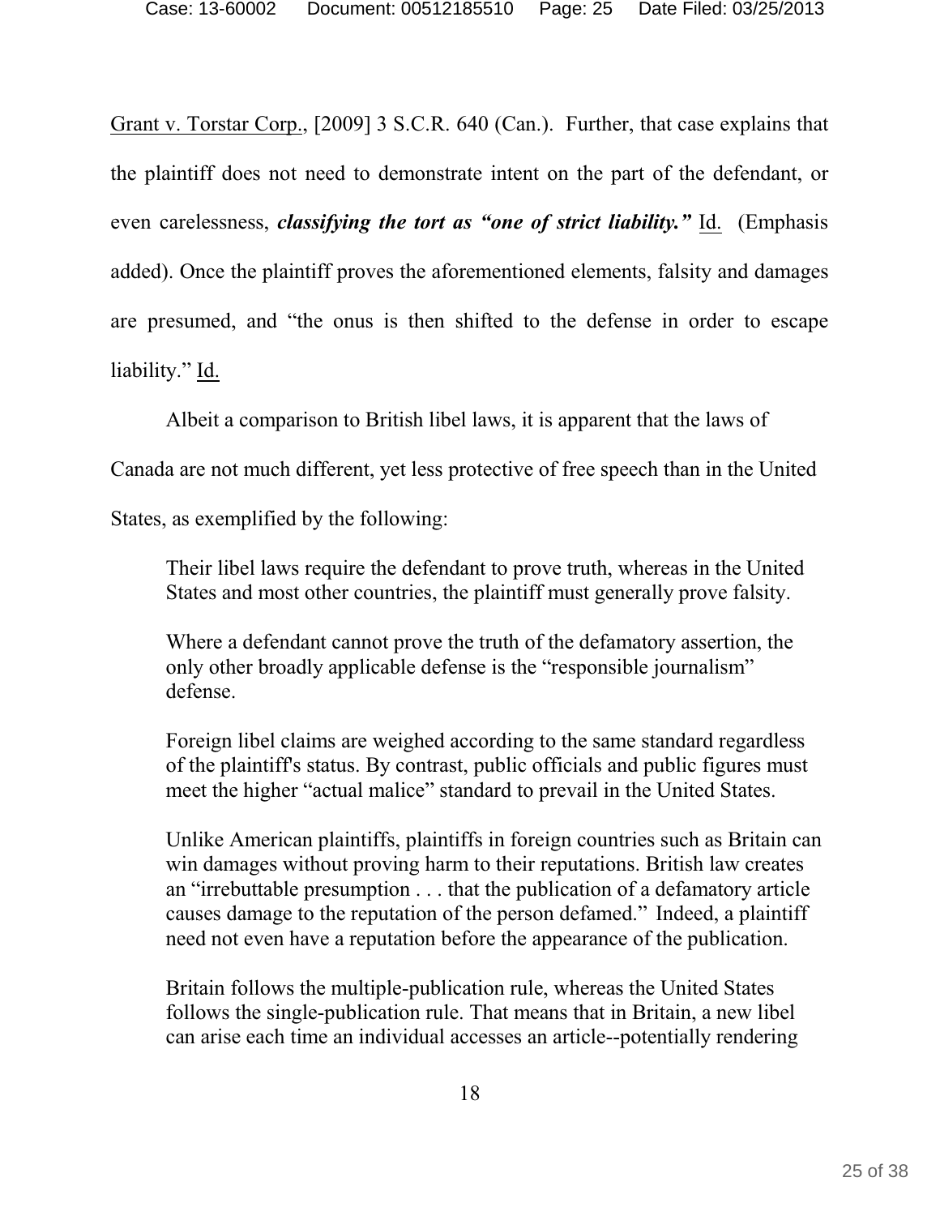Grant v. Torstar Corp., [2009] 3 S.C.R. 640 (Can.). Further, that case explains that the plaintiff does not need to demonstrate intent on the part of the defendant, or even carelessness, ***classifying the tort as "one of strict liability."*** Id. (Emphasis added). Once the plaintiff proves the aforementioned elements, falsity and damages are presumed, and "the onus is then shifted to the defense in order to escape liability." Id.

Albeit a comparison to British libel laws, it is apparent that the laws of Canada are not much different, yet less protective of free speech than in the United States, as exemplified by the following:

> Their libel laws require the defendant to prove truth, whereas in the United States and most other countries, the plaintiff must generally prove falsity.
>
> Where a defendant cannot prove the truth of the defamatory assertion, the only other broadly applicable defense is the "responsible journalism" defense.
>
> Foreign libel claims are weighed according to the same standard regardless of the plaintiff's status. By contrast, public officials and public figures must meet the higher "actual malice" standard to prevail in the United States.
>
> Unlike American plaintiffs, plaintiffs in foreign countries such as Britain can win damages without proving harm to their reputations. British law creates an "irrebuttable presumption . . . that the publication of a defamatory article causes damage to the reputation of the person defamed." Indeed, a plaintiff need not even have a reputation before the appearance of the publication.
>
> Britain follows the multiple-publication rule, whereas the United States follows the single-publication rule. That means that in Britain, a new libel can arise each time an individual accesses an article--potentially rendering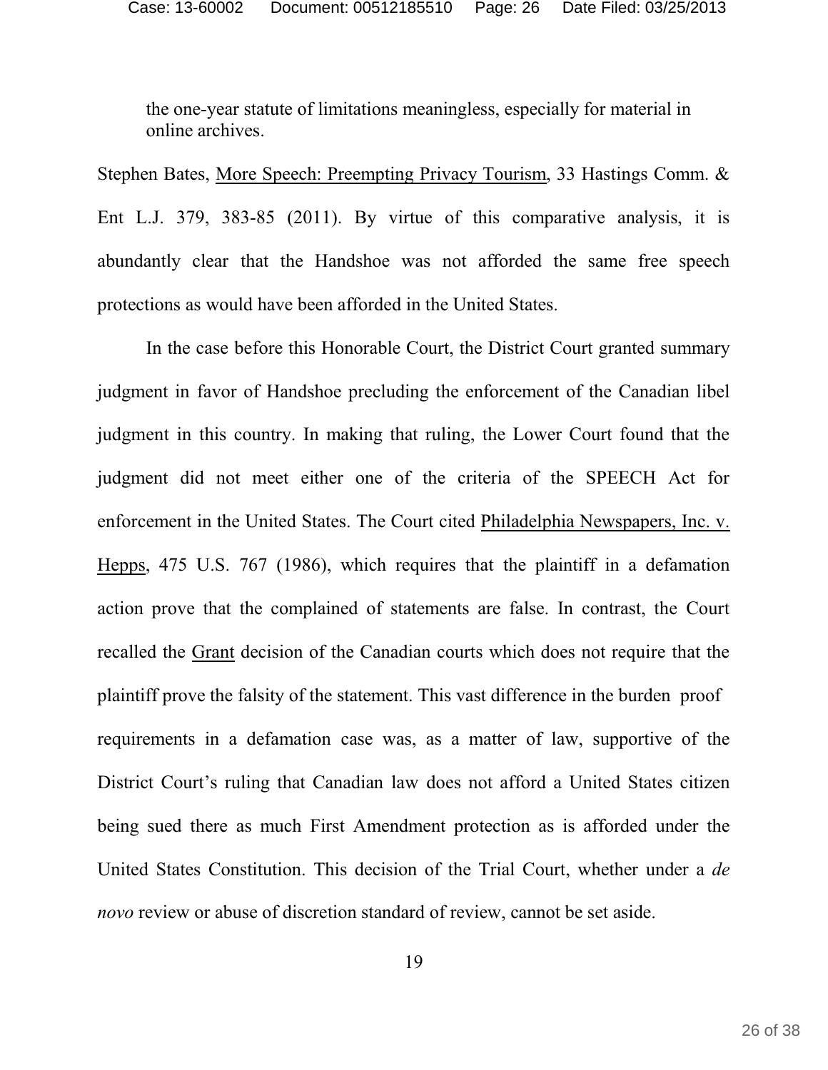> the one-year statute of limitations meaningless, especially for material in online archives.

Stephen Bates, More Speech: Preempting Privacy Tourism, 33 Hastings Comm. & Ent L.J. 379, 383-85 (2011). By virtue of this comparative analysis, it is abundantly clear that the Handshoe was not afforded the same free speech protections as would have been afforded in the United States.

In the case before this Honorable Court, the District Court granted summary judgment in favor of Handshoe precluding the enforcement of the Canadian libel judgment in this country. In making that ruling, the Lower Court found that the judgment did not meet either one of the criteria of the SPEECH Act for enforcement in the United States. The Court cited Philadelphia Newspapers, Inc. v. Hepps, 475 U.S. 767 (1986), which requires that the plaintiff in a defamation action prove that the complained of statements are false. In contrast, the Court recalled the Grant decision of the Canadian courts which does not require that the plaintiff prove the falsity of the statement. This vast difference in the burden proof requirements in a defamation case was, as a matter of law, supportive of the District Court's ruling that Canadian law does not afford a United States citizen being sued there as much First Amendment protection as is afforded under the United States Constitution. This decision of the Trial Court, whether under a *de novo* review or abuse of discretion standard of review, cannot be set aside.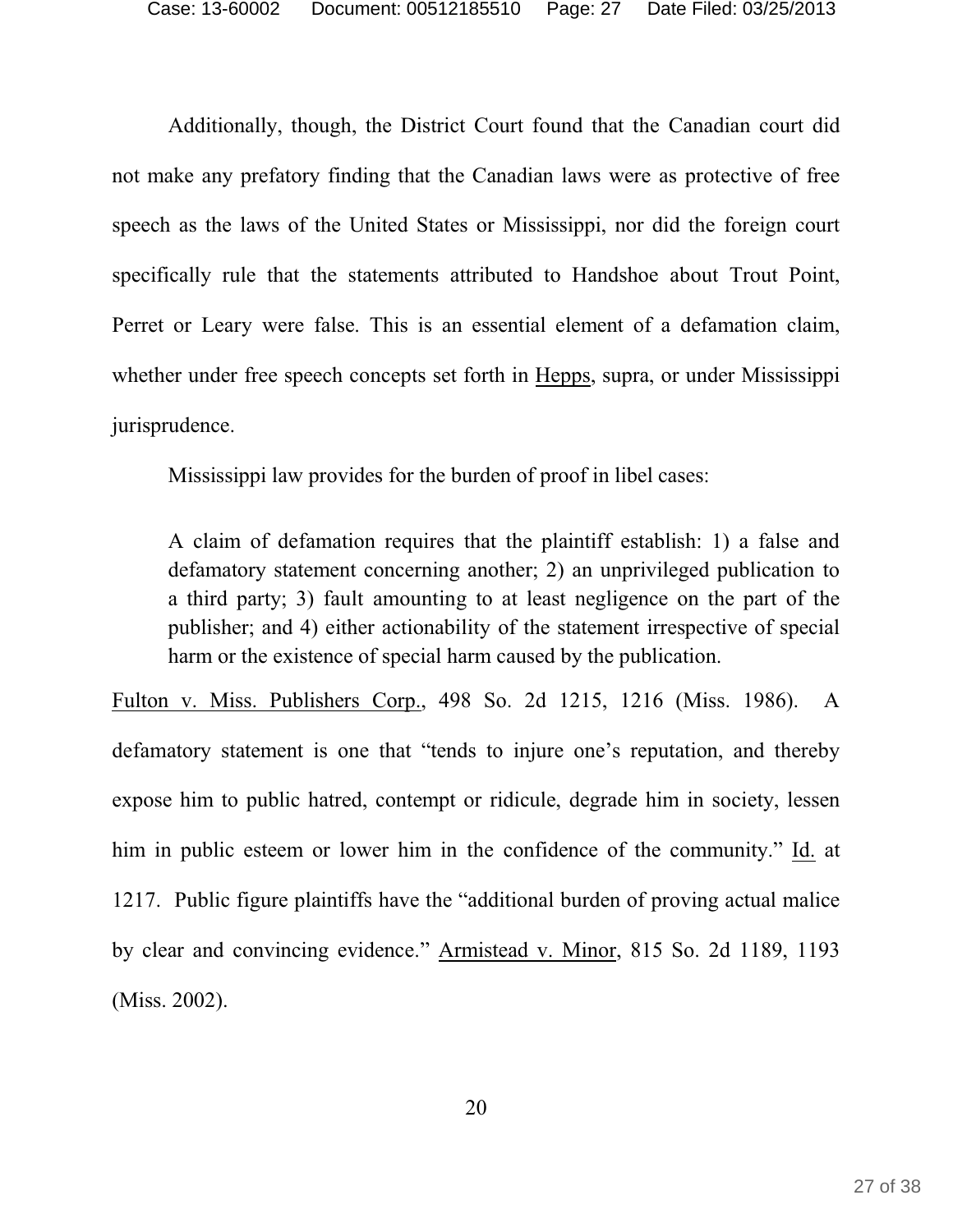Additionally, though, the District Court found that the Canadian court did not make any prefatory finding that the Canadian laws were as protective of free speech as the laws of the United States or Mississippi, nor did the foreign court specifically rule that the statements attributed to Handshoe about Trout Point, Perret or Leary were false. This is an essential element of a defamation claim, whether under free speech concepts set forth in Hepps, supra, or under Mississippi jurisprudence.

Mississippi law provides for the burden of proof in libel cases:

> A claim of defamation requires that the plaintiff establish: 1) a false and defamatory statement concerning another; 2) an unprivileged publication to a third party; 3) fault amounting to at least negligence on the part of the publisher; and 4) either actionability of the statement irrespective of special harm or the existence of special harm caused by the publication.

Fulton v. Miss. Publishers Corp., 498 So. 2d 1215, 1216 (Miss. 1986). A defamatory statement is one that "tends to injure one's reputation, and thereby expose him to public hatred, contempt or ridicule, degrade him in society, lessen him in public esteem or lower him in the confidence of the community." Id. at 1217. Public figure plaintiffs have the "additional burden of proving actual malice by clear and convincing evidence." Armistead v. Minor, 815 So. 2d 1189, 1193 (Miss. 2002).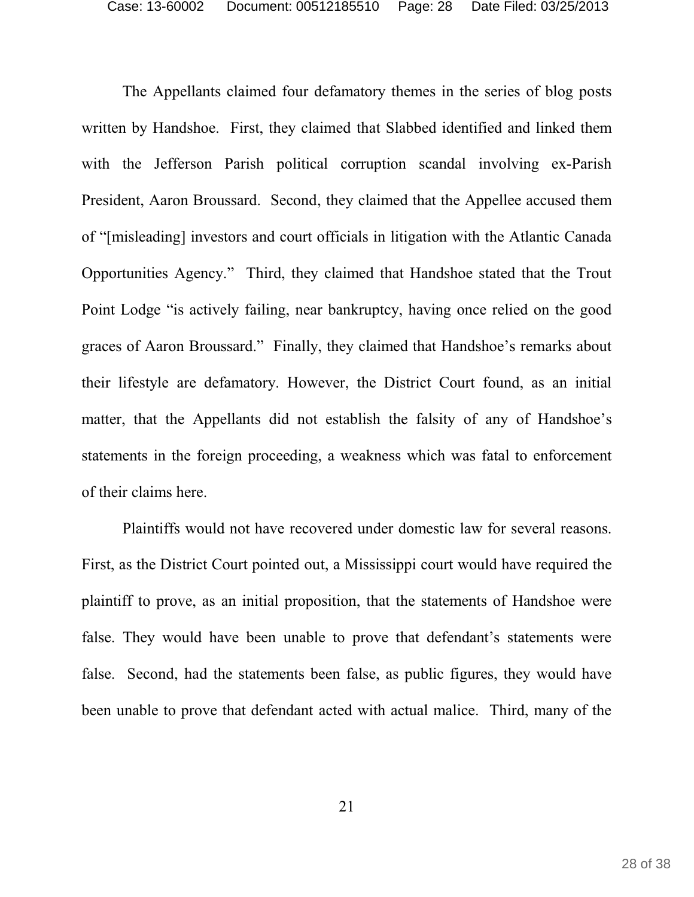The Appellants claimed four defamatory themes in the series of blog posts written by Handshoe. First, they claimed that Slabbed identified and linked them with the Jefferson Parish political corruption scandal involving ex-Parish President, Aaron Broussard. Second, they claimed that the Appellee accused them of "[misleading] investors and court officials in litigation with the Atlantic Canada Opportunities Agency." Third, they claimed that Handshoe stated that the Trout Point Lodge "is actively failing, near bankruptcy, having once relied on the good graces of Aaron Broussard." Finally, they claimed that Handshoe's remarks about their lifestyle are defamatory. However, the District Court found, as an initial matter, that the Appellants did not establish the falsity of any of Handshoe's statements in the foreign proceeding, a weakness which was fatal to enforcement of their claims here.

Plaintiffs would not have recovered under domestic law for several reasons. First, as the District Court pointed out, a Mississippi court would have required the plaintiff to prove, as an initial proposition, that the statements of Handshoe were false. They would have been unable to prove that defendant's statements were false. Second, had the statements been false, as public figures, they would have been unable to prove that defendant acted with actual malice. Third, many of the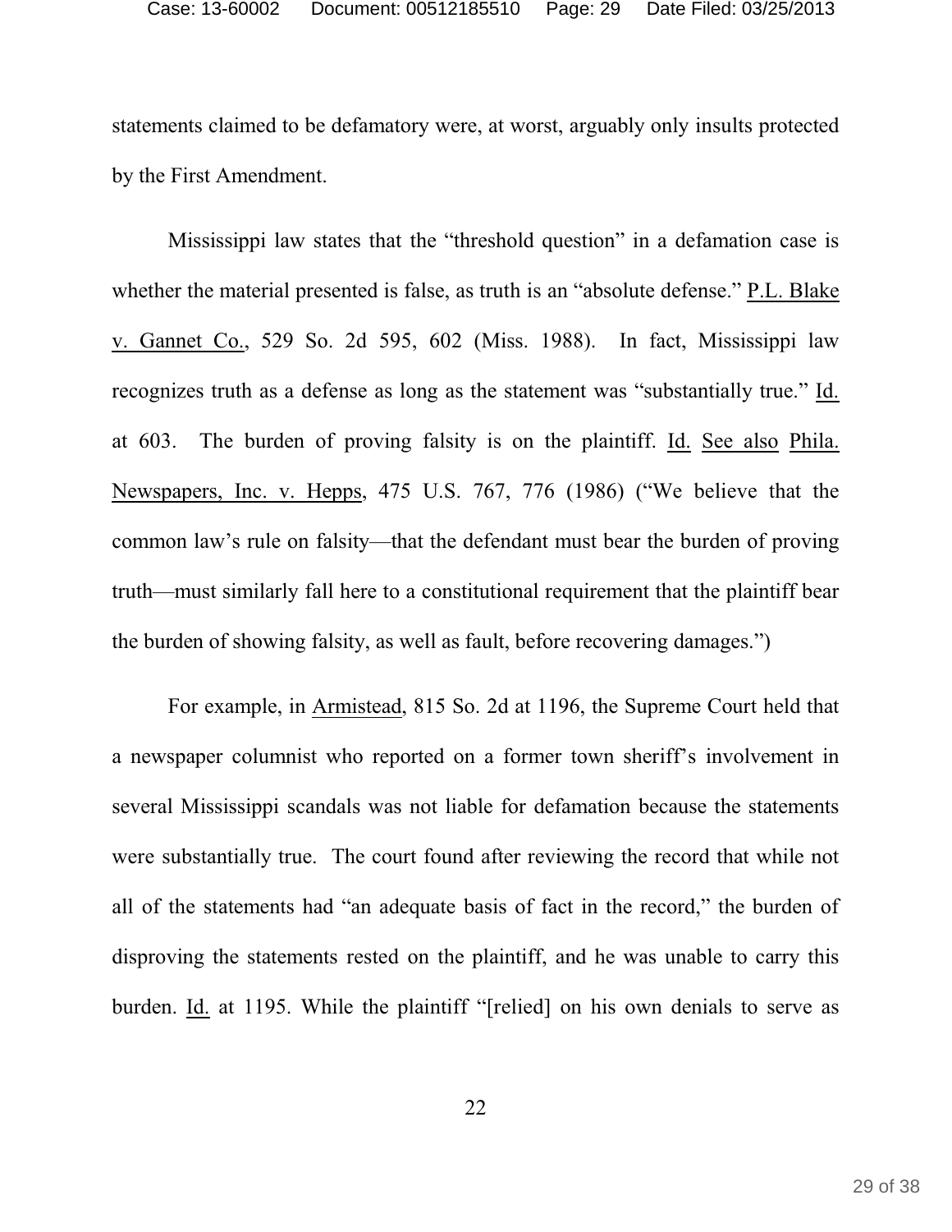statements claimed to be defamatory were, at worst, arguably only insults protected by the First Amendment.

Mississippi law states that the "threshold question" in a defamation case is whether the material presented is false, as truth is an "absolute defense." P.L. Blake v. Gannet Co., 529 So. 2d 595, 602 (Miss. 1988). In fact, Mississippi law recognizes truth as a defense as long as the statement was "substantially true." Id. at 603. The burden of proving falsity is on the plaintiff. Id. See also Phila. Newspapers, Inc. v. Hepps, 475 U.S. 767, 776 (1986) ("We believe that the common law's rule on falsity—that the defendant must bear the burden of proving truth—must similarly fall here to a constitutional requirement that the plaintiff bear the burden of showing falsity, as well as fault, before recovering damages.")

For example, in Armistead, 815 So. 2d at 1196, the Supreme Court held that a newspaper columnist who reported on a former town sheriff's involvement in several Mississippi scandals was not liable for defamation because the statements were substantially true. The court found after reviewing the record that while not all of the statements had "an adequate basis of fact in the record," the burden of disproving the statements rested on the plaintiff, and he was unable to carry this burden. Id. at 1195. While the plaintiff "[relied] on his own denials to serve as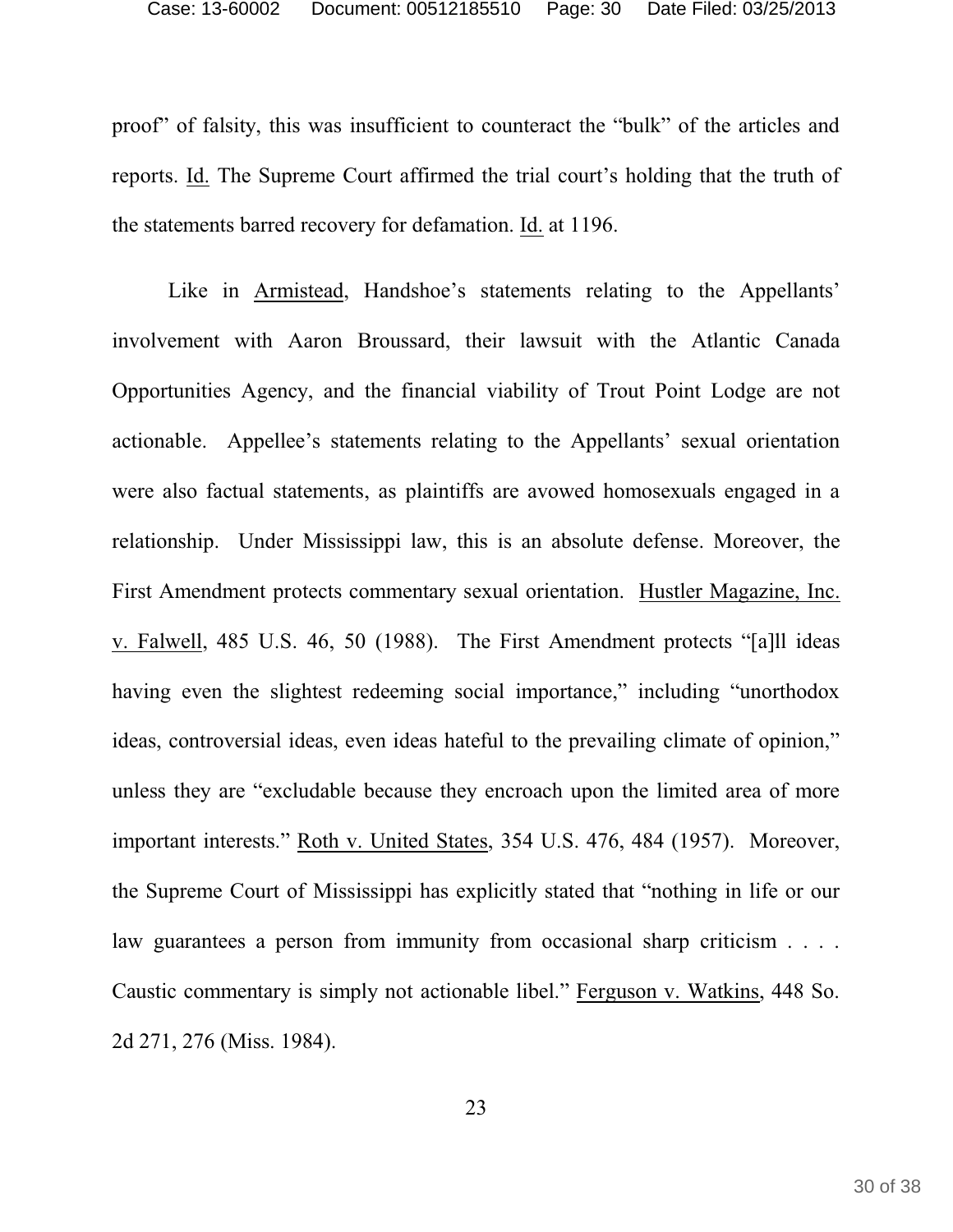proof" of falsity, this was insufficient to counteract the "bulk" of the articles and reports. Id. The Supreme Court affirmed the trial court's holding that the truth of the statements barred recovery for defamation. Id. at 1196.

Like in Armistead, Handshoe's statements relating to the Appellants' involvement with Aaron Broussard, their lawsuit with the Atlantic Canada Opportunities Agency, and the financial viability of Trout Point Lodge are not actionable. Appellee's statements relating to the Appellants' sexual orientation were also factual statements, as plaintiffs are avowed homosexuals engaged in a relationship. Under Mississippi law, this is an absolute defense. Moreover, the First Amendment protects commentary sexual orientation. Hustler Magazine, Inc. v. Falwell, 485 U.S. 46, 50 (1988). The First Amendment protects "[a]ll ideas having even the slightest redeeming social importance," including "unorthodox ideas, controversial ideas, even ideas hateful to the prevailing climate of opinion," unless they are "excludable because they encroach upon the limited area of more important interests." Roth v. United States, 354 U.S. 476, 484 (1957). Moreover, the Supreme Court of Mississippi has explicitly stated that "nothing in life or our law guarantees a person from immunity from occasional sharp criticism . . . . Caustic commentary is simply not actionable libel." Ferguson v. Watkins, 448 So. 2d 271, 276 (Miss. 1984).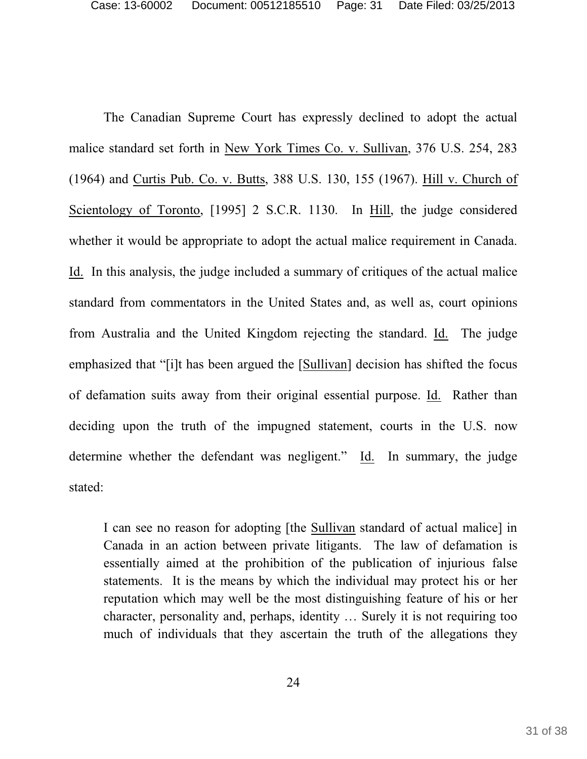The Canadian Supreme Court has expressly declined to adopt the actual malice standard set forth in New York Times Co. v. Sullivan, 376 U.S. 254, 283 (1964) and Curtis Pub. Co. v. Butts, 388 U.S. 130, 155 (1967). Hill v. Church of Scientology of Toronto, [1995] 2 S.C.R. 1130. In Hill, the judge considered whether it would be appropriate to adopt the actual malice requirement in Canada. Id. In this analysis, the judge included a summary of critiques of the actual malice standard from commentators in the United States and, as well as, court opinions from Australia and the United Kingdom rejecting the standard. Id. The judge emphasized that "[i]t has been argued the [Sullivan] decision has shifted the focus of defamation suits away from their original essential purpose. Id. Rather than deciding upon the truth of the impugned statement, courts in the U.S. now determine whether the defendant was negligent." Id. In summary, the judge stated:

> I can see no reason for adopting [the Sullivan standard of actual malice] in Canada in an action between private litigants. The law of defamation is essentially aimed at the prohibition of the publication of injurious false statements. It is the means by which the individual may protect his or her reputation which may well be the most distinguishing feature of his or her character, personality and, perhaps, identity … Surely it is not requiring too much of individuals that they ascertain the truth of the allegations they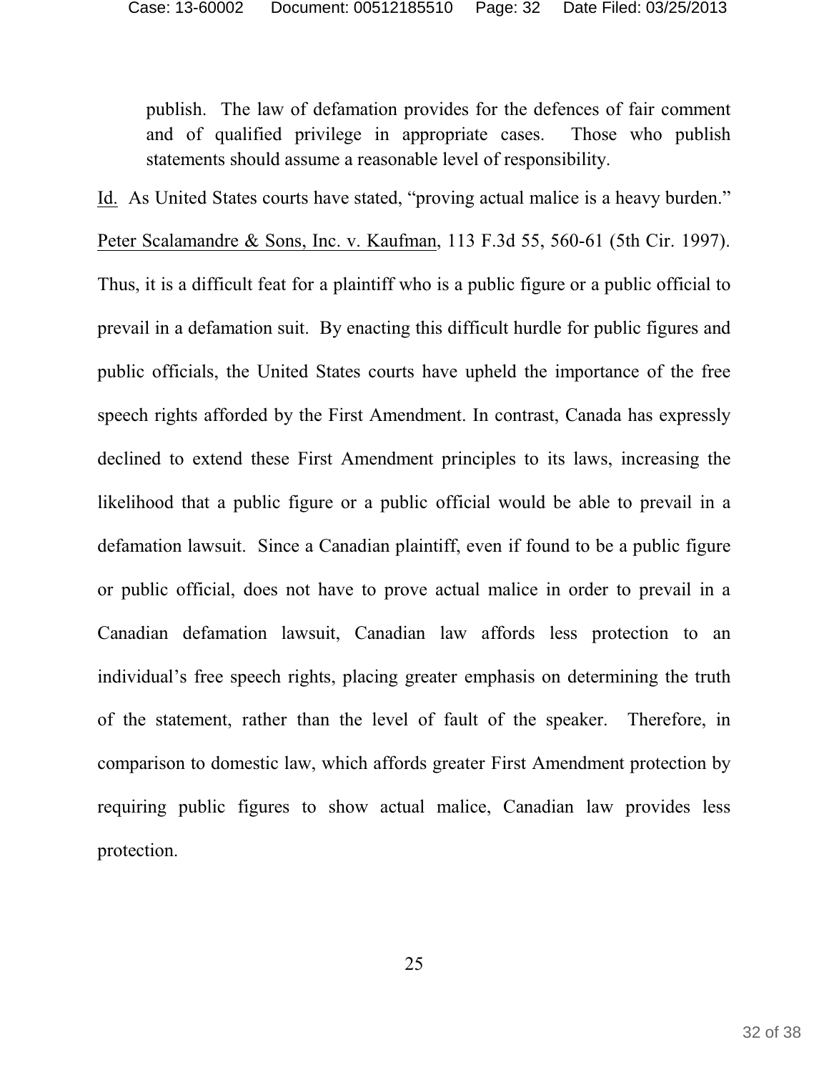> publish. The law of defamation provides for the defences of fair comment and of qualified privilege in appropriate cases. Those who publish statements should assume a reasonable level of responsibility.

Id. As United States courts have stated, "proving actual malice is a heavy burden." Peter Scalamandre & Sons, Inc. v. Kaufman, 113 F.3d 55, 560-61 (5th Cir. 1997). Thus, it is a difficult feat for a plaintiff who is a public figure or a public official to prevail in a defamation suit. By enacting this difficult hurdle for public figures and public officials, the United States courts have upheld the importance of the free speech rights afforded by the First Amendment. In contrast, Canada has expressly declined to extend these First Amendment principles to its laws, increasing the likelihood that a public figure or a public official would be able to prevail in a defamation lawsuit. Since a Canadian plaintiff, even if found to be a public figure or public official, does not have to prove actual malice in order to prevail in a Canadian defamation lawsuit, Canadian law affords less protection to an individual's free speech rights, placing greater emphasis on determining the truth of the statement, rather than the level of fault of the speaker. Therefore, in comparison to domestic law, which affords greater First Amendment protection by requiring public figures to show actual malice, Canadian law provides less protection.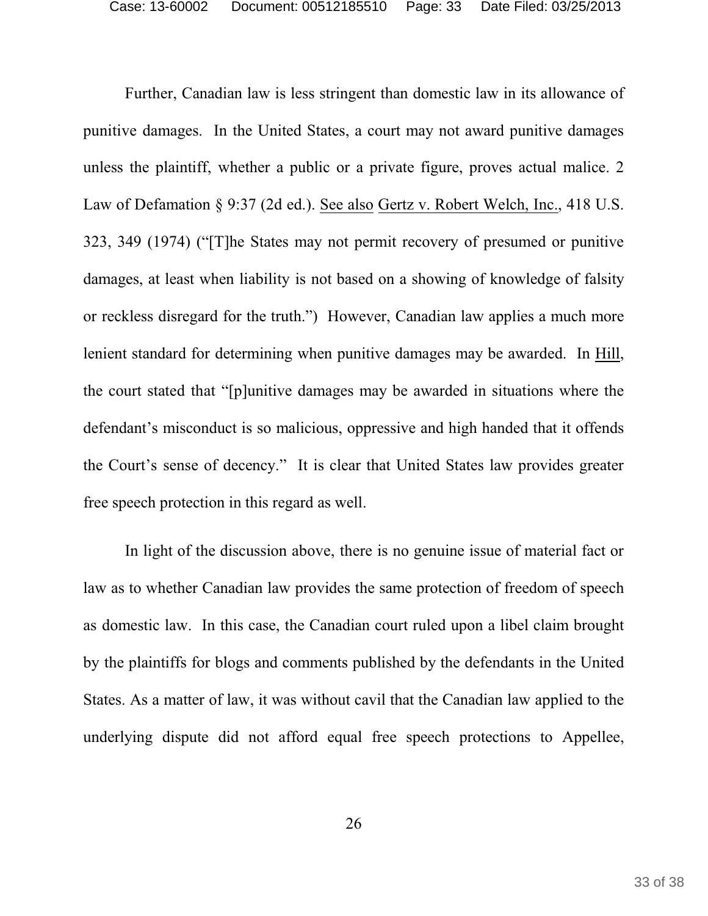Further, Canadian law is less stringent than domestic law in its allowance of punitive damages. In the United States, a court may not award punitive damages unless the plaintiff, whether a public or a private figure, proves actual malice. 2 Law of Defamation § 9:37 (2d ed.). See also Gertz v. Robert Welch, Inc., 418 U.S. 323, 349 (1974) ("[T]he States may not permit recovery of presumed or punitive damages, at least when liability is not based on a showing of knowledge of falsity or reckless disregard for the truth.") However, Canadian law applies a much more lenient standard for determining when punitive damages may be awarded. In Hill, the court stated that "[p]unitive damages may be awarded in situations where the defendant's misconduct is so malicious, oppressive and high handed that it offends the Court's sense of decency." It is clear that United States law provides greater free speech protection in this regard as well.

In light of the discussion above, there is no genuine issue of material fact or law as to whether Canadian law provides the same protection of freedom of speech as domestic law. In this case, the Canadian court ruled upon a libel claim brought by the plaintiffs for blogs and comments published by the defendants in the United States. As a matter of law, it was without cavil that the Canadian law applied to the underlying dispute did not afford equal free speech protections to Appellee,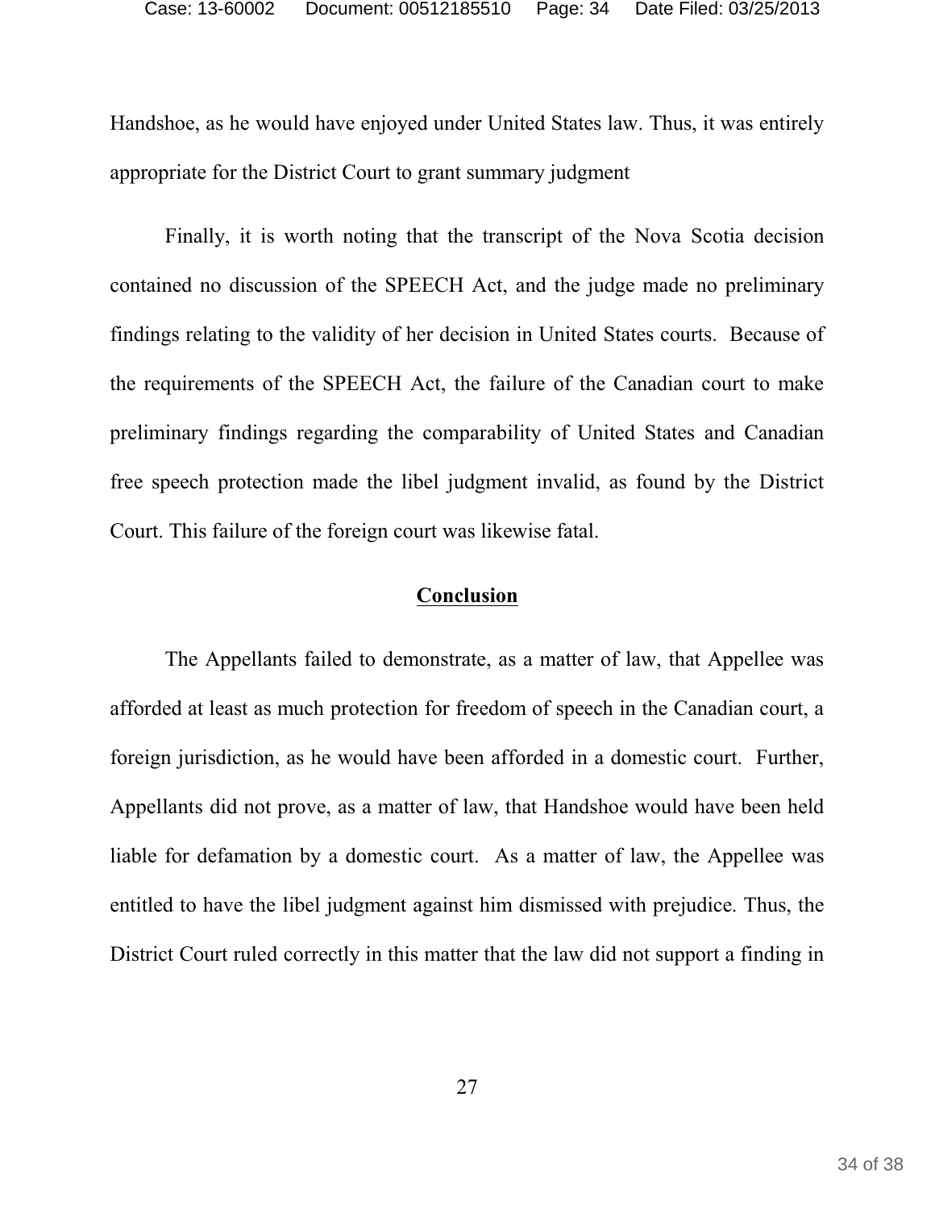Handshoe, as he would have enjoyed under United States law. Thus, it was entirely appropriate for the District Court to grant summary judgment

Finally, it is worth noting that the transcript of the Nova Scotia decision contained no discussion of the SPEECH Act, and the judge made no preliminary findings relating to the validity of her decision in United States courts. Because of the requirements of the SPEECH Act, the failure of the Canadian court to make preliminary findings regarding the comparability of United States and Canadian free speech protection made the libel judgment invalid, as found by the District Court. This failure of the foreign court was likewise fatal.

## Conclusion

The Appellants failed to demonstrate, as a matter of law, that Appellee was afforded at least as much protection for freedom of speech in the Canadian court, a foreign jurisdiction, as he would have been afforded in a domestic court. Further, Appellants did not prove, as a matter of law, that Handshoe would have been held liable for defamation by a domestic court. As a matter of law, the Appellee was entitled to have the libel judgment against him dismissed with prejudice. Thus, the District Court ruled correctly in this matter that the law did not support a finding in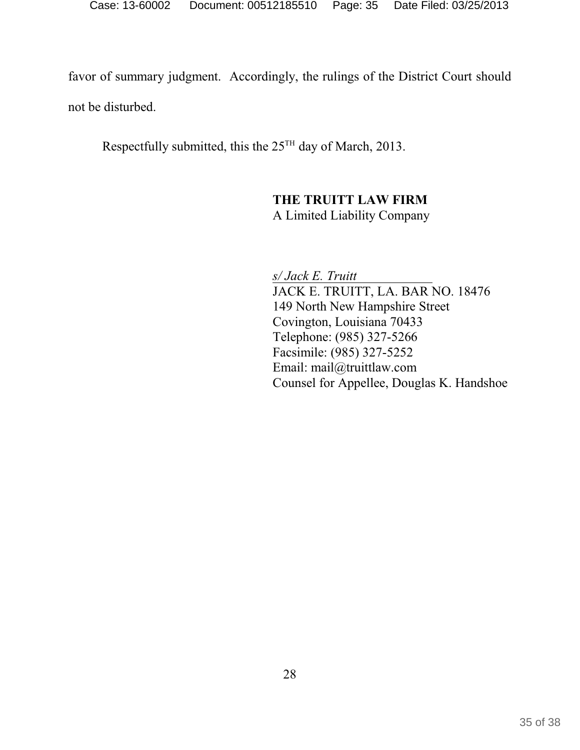favor of summary judgment. Accordingly, the rulings of the District Court should not be disturbed.

Respectfully submitted, this the 25TH day of March, 2013.

**THE TRUITT LAW FIRM**
A Limited Liability Company

*s/ Jack E. Truitt*
JACK E. TRUITT, LA. BAR NO. 18476
149 North New Hampshire Street
Covington, Louisiana 70433
Telephone: (985) 327-5266
Facsimile: (985) 327-5252
Email: mail@truittlaw.com
Counsel for Appellee, Douglas K. Handshoe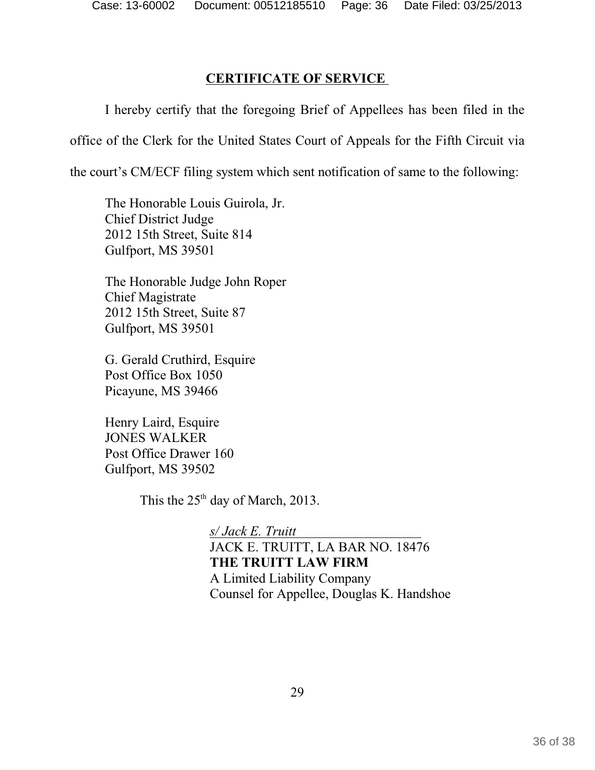## CERTIFICATE OF SERVICE

I hereby certify that the foregoing Brief of Appellees has been filed in the office of the Clerk for the United States Court of Appeals for the Fifth Circuit via the court's CM/ECF filing system which sent notification of same to the following:

The Honorable Louis Guirola, Jr.
Chief District Judge
2012 15th Street, Suite 814
Gulfport, MS 39501

The Honorable Judge John Roper
Chief Magistrate
2012 15th Street, Suite 87
Gulfport, MS 39501

G. Gerald Cruthird, Esquire
Post Office Box 1050
Picayune, MS 39466

Henry Laird, Esquire
JONES WALKER
Post Office Drawer 160
Gulfport, MS 39502

This the 25th day of March, 2013.

*s/ Jack E. Truitt*
JACK E. TRUITT, LA BAR NO. 18476
**THE TRUITT LAW FIRM**
A Limited Liability Company
Counsel for Appellee, Douglas K. Handshoe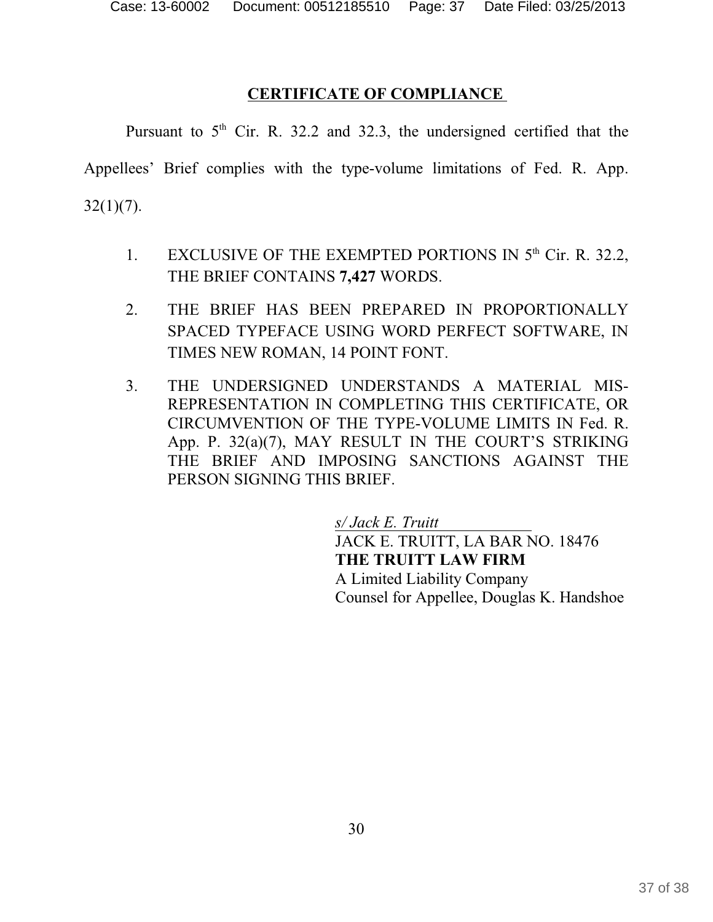## CERTIFICATE OF COMPLIANCE

Pursuant to 5th Cir. R. 32.2 and 32.3, the undersigned certified that the Appellees' Brief complies with the type-volume limitations of Fed. R. App. 32(1)(7).

1. EXCLUSIVE OF THE EXEMPTED PORTIONS IN 5th Cir. R. 32.2, THE BRIEF CONTAINS **7,427** WORDS.

2. THE BRIEF HAS BEEN PREPARED IN PROPORTIONALLY SPACED TYPEFACE USING WORD PERFECT SOFTWARE, IN TIMES NEW ROMAN, 14 POINT FONT.

3. THE UNDERSIGNED UNDERSTANDS A MATERIAL MIS-REPRESENTATION IN COMPLETING THIS CERTIFICATE, OR CIRCUMVENTION OF THE TYPE-VOLUME LIMITS IN Fed. R. App. P. 32(a)(7), MAY RESULT IN THE COURT'S STRIKING THE BRIEF AND IMPOSING SANCTIONS AGAINST THE PERSON SIGNING THIS BRIEF.

*s/ Jack E. Truitt*
JACK E. TRUITT, LA BAR NO. 18476
**THE TRUITT LAW FIRM**
A Limited Liability Company
Counsel for Appellee, Douglas K. Handshoe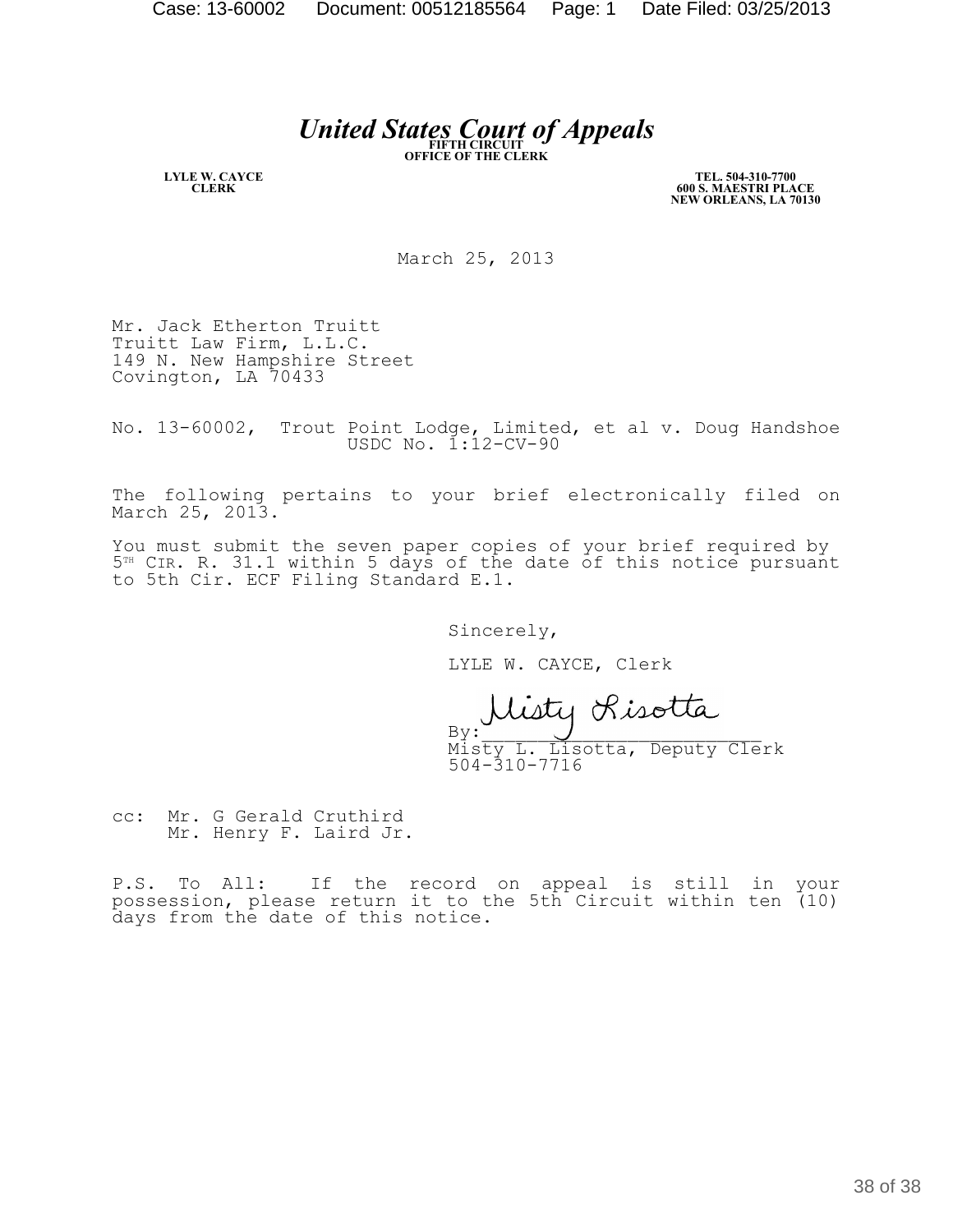# *United States Court of Appeals*

**FIFTH CIRCUIT**
**OFFICE OF THE CLERK**

**LYLE W. CAYCE**
**CLERK**

**TEL. 504-310-7700**
**600 S. MAESTRI PLACE**
**NEW ORLEANS, LA 70130**

March 25, 2013

Mr. Jack Etherton Truitt
Truitt Law Firm, L.L.C.
149 N. New Hampshire Street
Covington, LA 70433

No. 13-60002, Trout Point Lodge, Limited, et al v. Doug Handshoe
USDC No. 1:12-CV-90

The following pertains to your brief electronically filed on March 25, 2013.

You must submit the seven paper copies of your brief required by 5TH CIR. R. 31.1 within 5 days of the date of this notice pursuant to 5th Cir. ECF Filing Standard E.1.

Sincerely,

LYLE W. CAYCE, Clerk

By: Misty Lisotta
Misty L. Lisotta, Deputy Clerk
504-310-7716

cc: Mr. G Gerald Cruthird
Mr. Henry F. Laird Jr.

P.S. To All: If the record on appeal is still in your possession, please return it to the 5th Circuit within ten (10) days from the date of this notice.